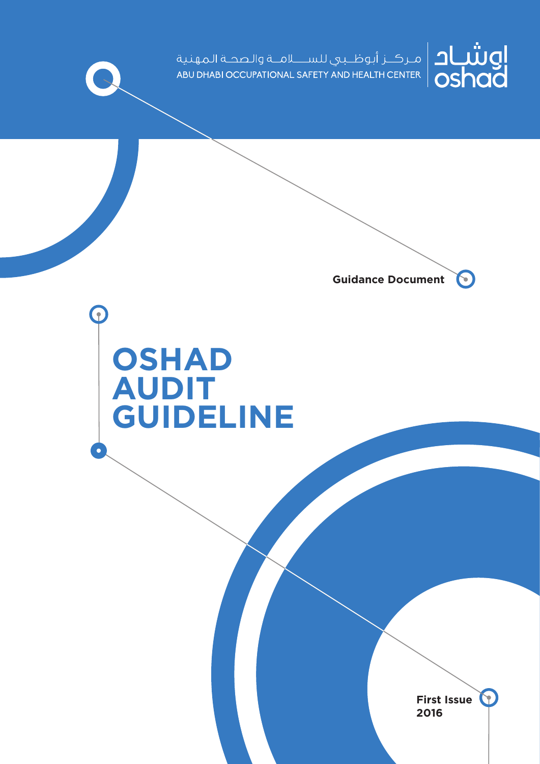مـركــز أبـوظــبـي للســــلامــة والـصحـة المهنية

ABU DHABI OCCUPATIONAL SAFETY AND HEALTH CENTER

اوشـاد
oshad

**Guidance Document**

# OSHAD AUDIT GUIDELINE

**First Issue 2016**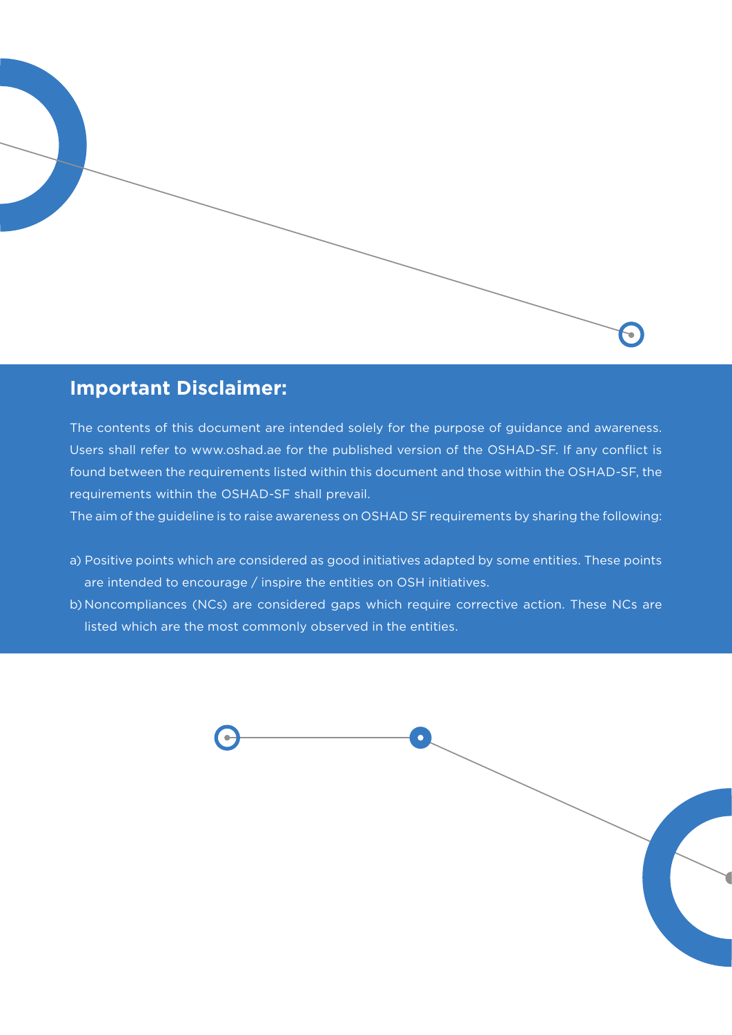## Important Disclaimer:

The contents of this document are intended solely for the purpose of guidance and awareness. Users shall refer to www.oshad.ae for the published version of the OSHAD-SF. If any conflict is found between the requirements listed within this document and those within the OSHAD-SF, the requirements within the OSHAD-SF shall prevail.

The aim of the guideline is to raise awareness on OSHAD SF requirements by sharing the following:

a) Positive points which are considered as good initiatives adapted by some entities. These points are intended to encourage / inspire the entities on OSH initiatives.

b) Noncompliances (NCs) are considered gaps which require corrective action. These NCs are listed which are the most commonly observed in the entities.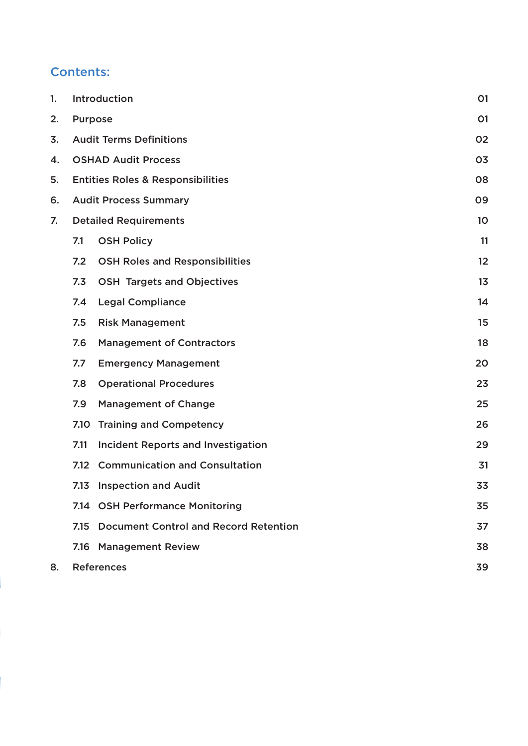## Contents:

| | | |
|---|---|---|
| 1. | Introduction | 01 |
| 2. | Purpose | 01 |
| 3. | Audit Terms Definitions | 02 |
| 4. | OSHAD Audit Process | 03 |
| 5. | Entities Roles & Responsibilities | 08 |
| 6. | Audit Process Summary | 09 |
| 7. | Detailed Requirements | 10 |
| | 7.1 OSH Policy | 11 |
| | 7.2 OSH Roles and Responsibilities | 12 |
| | 7.3 OSH Targets and Objectives | 13 |
| | 7.4 Legal Compliance | 14 |
| | 7.5 Risk Management | 15 |
| | 7.6 Management of Contractors | 18 |
| | 7.7 Emergency Management | 20 |
| | 7.8 Operational Procedures | 23 |
| | 7.9 Management of Change | 25 |
| | 7.10 Training and Competency | 26 |
| | 7.11 Incident Reports and Investigation | 29 |
| | 7.12 Communication and Consultation | 31 |
| | 7.13 Inspection and Audit | 33 |
| | 7.14 OSH Performance Monitoring | 35 |
| | 7.15 Document Control and Record Retention | 37 |
| | 7.16 Management Review | 38 |
| 8. | References | 39 |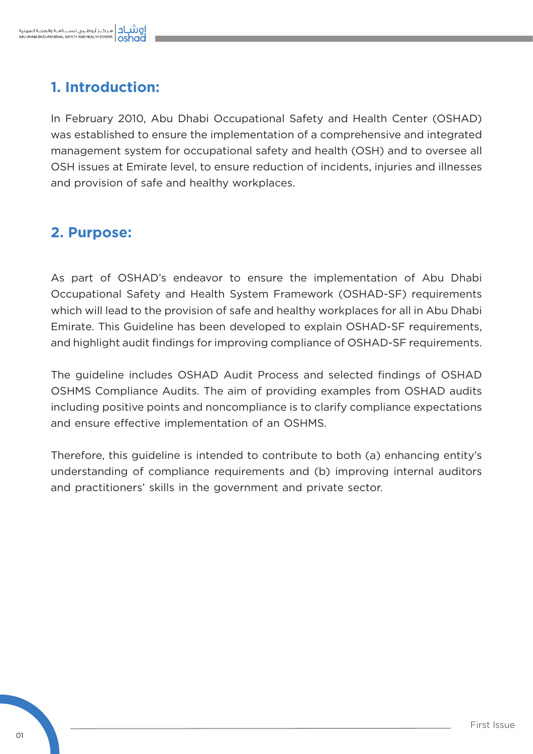## 1. Introduction:

In February 2010, Abu Dhabi Occupational Safety and Health Center (OSHAD) was established to ensure the implementation of a comprehensive and integrated management system for occupational safety and health (OSH) and to oversee all OSH issues at Emirate level, to ensure reduction of incidents, injuries and illnesses and provision of safe and healthy workplaces.

## 2. Purpose:

As part of OSHAD's endeavor to ensure the implementation of Abu Dhabi Occupational Safety and Health System Framework (OSHAD-SF) requirements which will lead to the provision of safe and healthy workplaces for all in Abu Dhabi Emirate. This Guideline has been developed to explain OSHAD-SF requirements, and highlight audit findings for improving compliance of OSHAD-SF requirements.

The guideline includes OSHAD Audit Process and selected findings of OSHAD OSHMS Compliance Audits. The aim of providing examples from OSHAD audits including positive points and noncompliance is to clarify compliance expectations and ensure effective implementation of an OSHMS.

Therefore, this guideline is intended to contribute to both (a) enhancing entity's understanding of compliance requirements and (b) improving internal auditors and practitioners' skills in the government and private sector.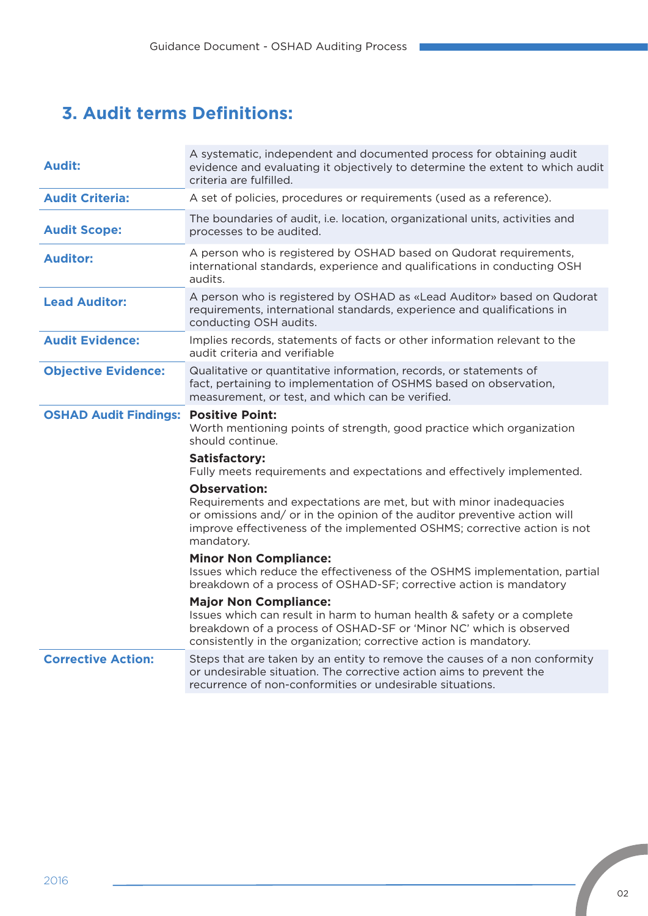## 3. Audit terms Definitions:

| | |
|---|---|
| **Audit:** | A systematic, independent and documented process for obtaining audit evidence and evaluating it objectively to determine the extent to which audit criteria are fulfilled. |
| **Audit Criteria:** | A set of policies, procedures or requirements (used as a reference). |
| **Audit Scope:** | The boundaries of audit, i.e. location, organizational units, activities and processes to be audited. |
| **Auditor:** | A person who is registered by OSHAD based on Qudorat requirements, international standards, experience and qualifications in conducting OSH audits. |
| **Lead Auditor:** | A person who is registered by OSHAD as «Lead Auditor» based on Qudorat requirements, international standards, experience and qualifications in conducting OSH audits. |
| **Audit Evidence:** | Implies records, statements of facts or other information relevant to the audit criteria and verifiable |
| **Objective Evidence:** | Qualitative or quantitative information, records, or statements of fact, pertaining to implementation of OSHMS based on observation, measurement, or test, and which can be verified. |
| **OSHAD Audit Findings:** | **Positive Point:** Worth mentioning points of strength, good practice which organization should continue.<br>**Satisfactory:** Fully meets requirements and expectations and effectively implemented.<br>**Observation:** Requirements and expectations are met, but with minor inadequacies or omissions and/ or in the opinion of the auditor preventive action will improve effectiveness of the implemented OSHMS; corrective action is not mandatory.<br>**Minor Non Compliance:** Issues which reduce the effectiveness of the OSHMS implementation, partial breakdown of a process of OSHAD-SF; corrective action is mandatory<br>**Major Non Compliance:** Issues which can result in harm to human health & safety or a complete breakdown of a process of OSHAD-SF or 'Minor NC' which is observed consistently in the organization; corrective action is mandatory. |
| **Corrective Action:** | Steps that are taken by an entity to remove the causes of a non conformity or undesirable situation. The corrective action aims to prevent the recurrence of non-conformities or undesirable situations. |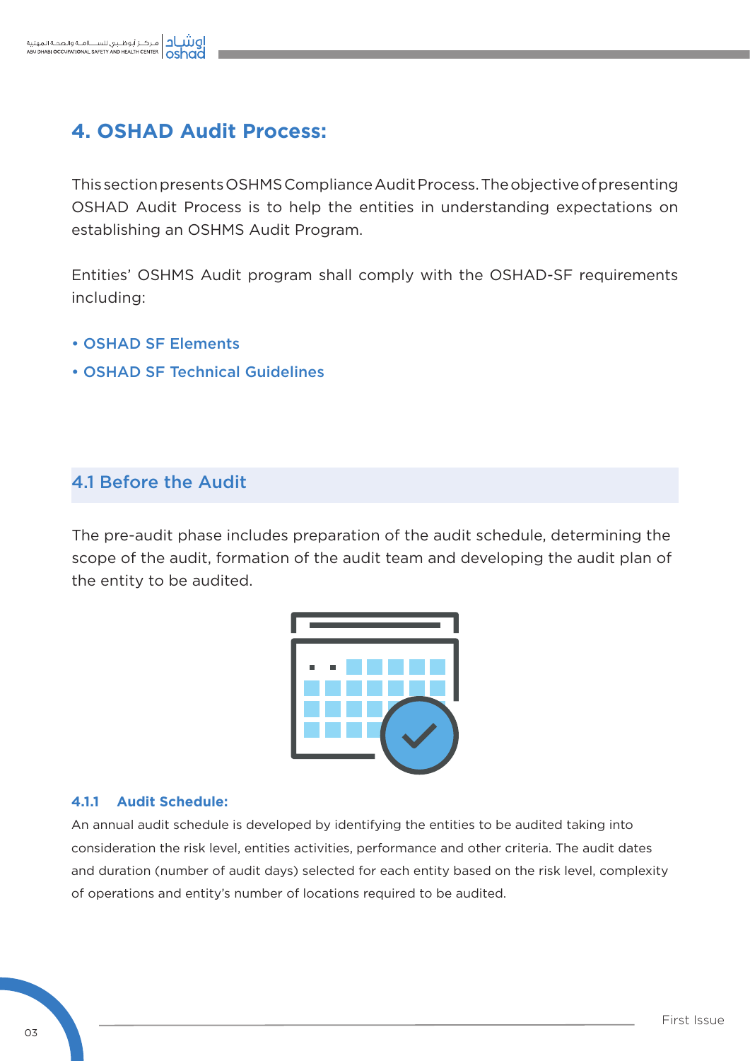# 4. OSHAD Audit Process:

This section presents OSHMS Compliance Audit Process. The objective of presenting OSHAD Audit Process is to help the entities in understanding expectations on establishing an OSHMS Audit Program.

Entities' OSHMS Audit program shall comply with the OSHAD-SF requirements including:

- OSHAD SF Elements
- OSHAD SF Technical Guidelines

## 4.1 Before the Audit

The pre-audit phase includes preparation of the audit schedule, determining the scope of the audit, formation of the audit team and developing the audit plan of the entity to be audited.

### 4.1.1 Audit Schedule:

An annual audit schedule is developed by identifying the entities to be audited taking into consideration the risk level, entities activities, performance and other criteria. The audit dates and duration (number of audit days) selected for each entity based on the risk level, complexity of operations and entity's number of locations required to be audited.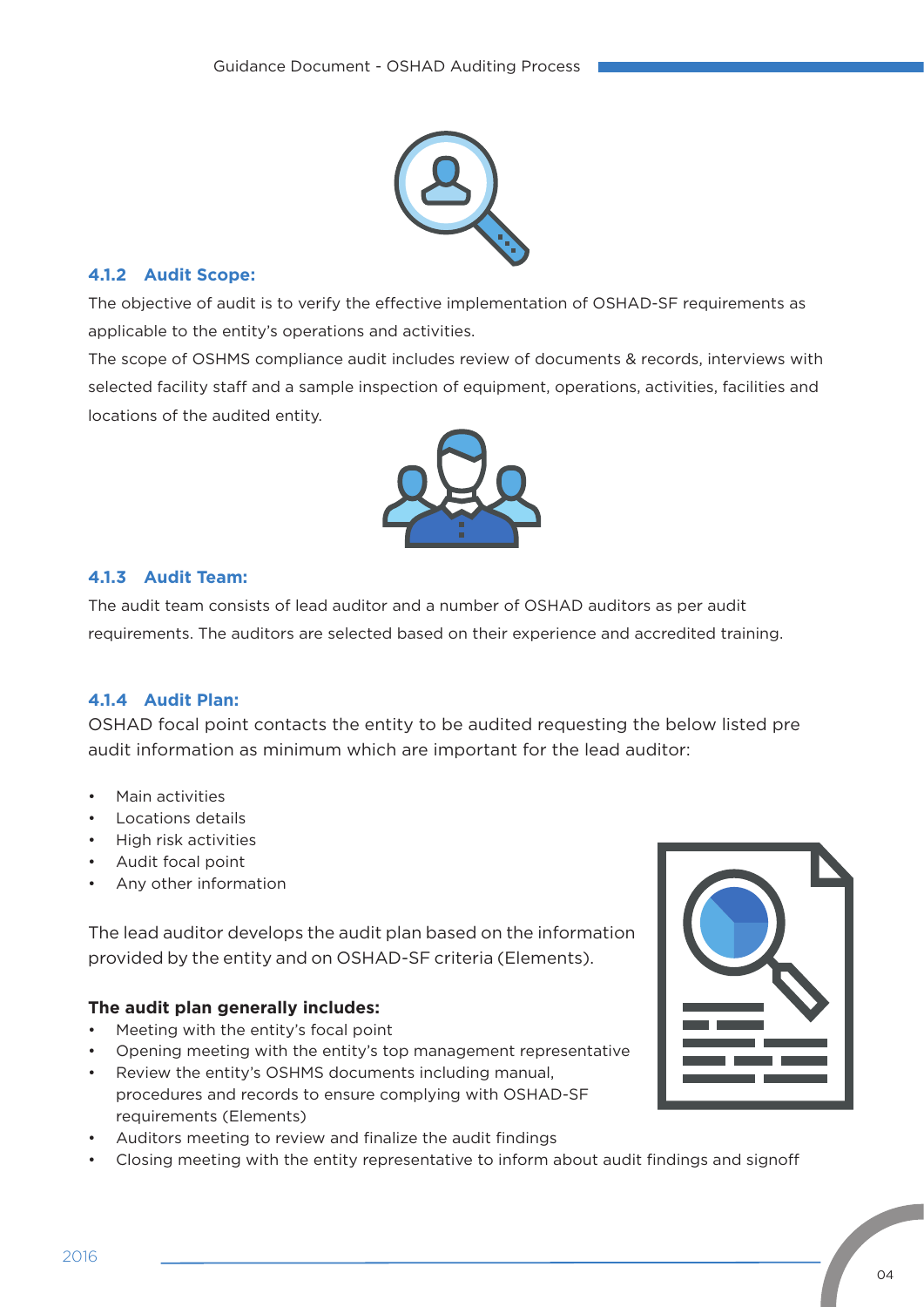### 4.1.2 Audit Scope:

The objective of audit is to verify the effective implementation of OSHAD-SF requirements as applicable to the entity's operations and activities.

The scope of OSHMS compliance audit includes review of documents & records, interviews with selected facility staff and a sample inspection of equipment, operations, activities, facilities and locations of the audited entity.

### 4.1.3 Audit Team:

The audit team consists of lead auditor and a number of OSHAD auditors as per audit requirements. The auditors are selected based on their experience and accredited training.

### 4.1.4 Audit Plan:

OSHAD focal point contacts the entity to be audited requesting the below listed pre audit information as minimum which are important for the lead auditor:

- Main activities
- Locations details
- High risk activities
- Audit focal point
- Any other information

The lead auditor develops the audit plan based on the information provided by the entity and on OSHAD-SF criteria (Elements).

**The audit plan generally includes:**

- Meeting with the entity's focal point
- Opening meeting with the entity's top management representative
- Review the entity's OSHMS documents including manual, procedures and records to ensure complying with OSHAD-SF requirements (Elements)
- Auditors meeting to review and finalize the audit findings
- Closing meeting with the entity representative to inform about audit findings and signoff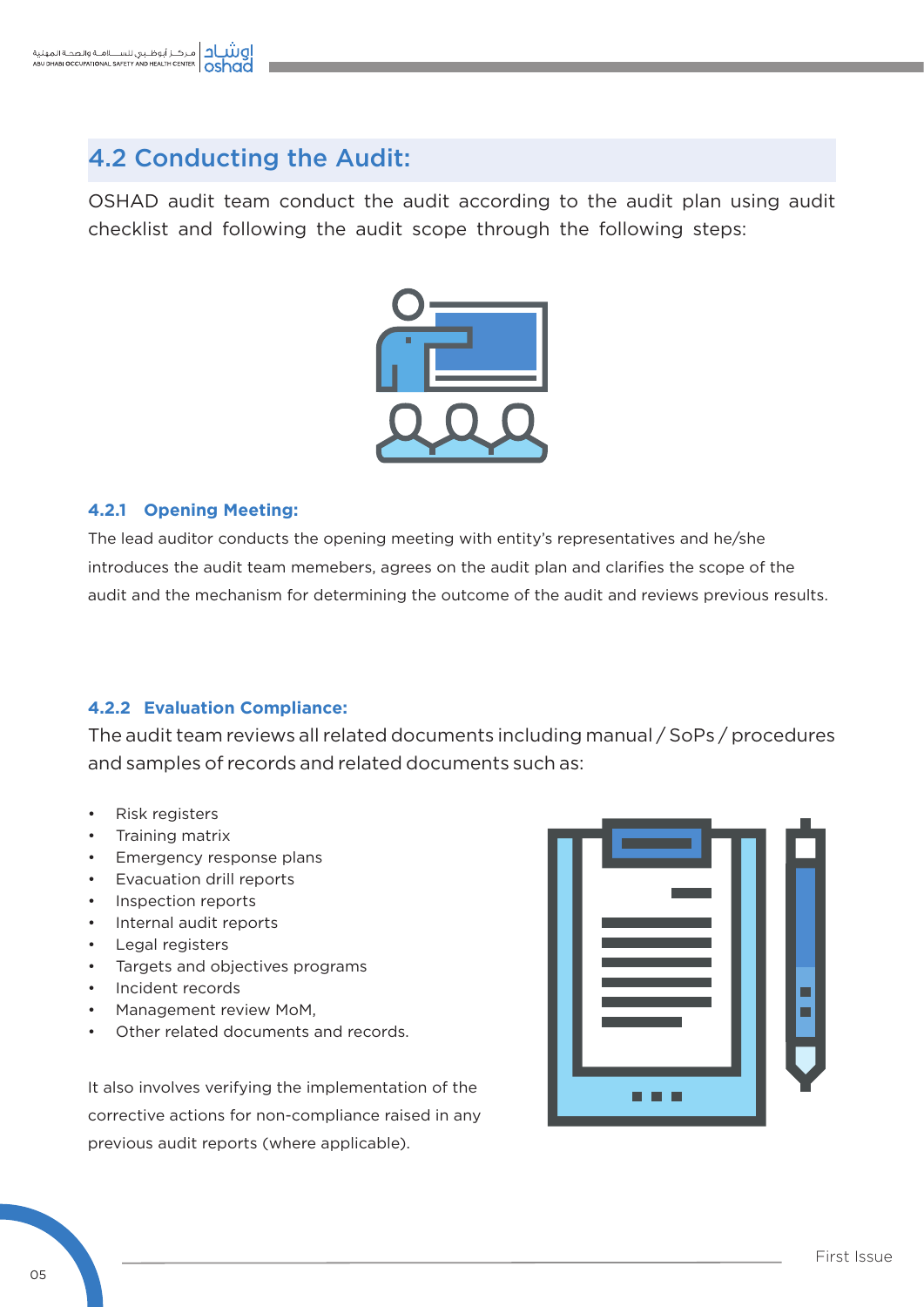## 4.2 Conducting the Audit:

OSHAD audit team conduct the audit according to the audit plan using audit checklist and following the audit scope through the following steps:

### 4.2.1 Opening Meeting:

The lead auditor conducts the opening meeting with entity's representatives and he/she introduces the audit team memebers, agrees on the audit plan and clarifies the scope of the audit and the mechanism for determining the outcome of the audit and reviews previous results.

### 4.2.2 Evaluation Compliance:

The audit team reviews all related documents including manual / SoPs / procedures and samples of records and related documents such as:

- Risk registers
- Training matrix
- Emergency response plans
- Evacuation drill reports
- Inspection reports
- Internal audit reports
- Legal registers
- Targets and objectives programs
- Incident records
- Management review MoM,
- Other related documents and records.

It also involves verifying the implementation of the corrective actions for non-compliance raised in any previous audit reports (where applicable).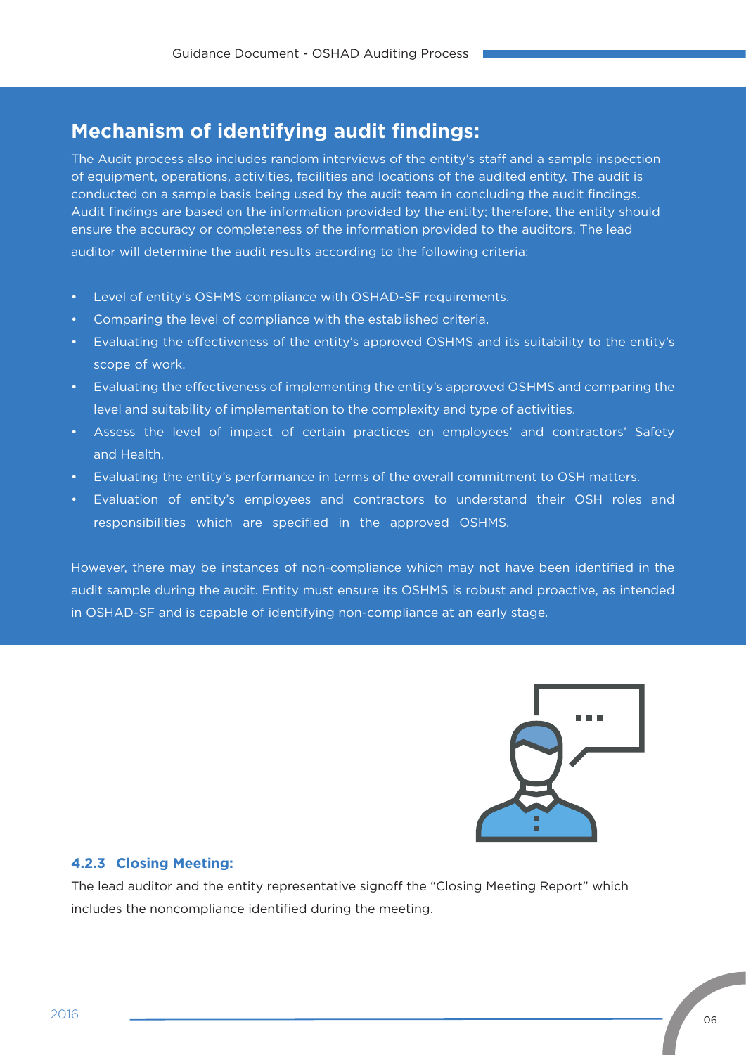## Mechanism of identifying audit findings:

The Audit process also includes random interviews of the entity's staff and a sample inspection of equipment, operations, activities, facilities and locations of the audited entity. The audit is conducted on a sample basis being used by the audit team in concluding the audit findings. Audit findings are based on the information provided by the entity; therefore, the entity should ensure the accuracy or completeness of the information provided to the auditors. The lead auditor will determine the audit results according to the following criteria:

- Level of entity's OSHMS compliance with OSHAD-SF requirements.
- Comparing the level of compliance with the established criteria.
- Evaluating the effectiveness of the entity's approved OSHMS and its suitability to the entity's scope of work.
- Evaluating the effectiveness of implementing the entity's approved OSHMS and comparing the level and suitability of implementation to the complexity and type of activities.
- Assess the level of impact of certain practices on employees' and contractors' Safety and Health.
- Evaluating the entity's performance in terms of the overall commitment to OSH matters.
- Evaluation of entity's employees and contractors to understand their OSH roles and responsibilities which are specified in the approved OSHMS.

However, there may be instances of non-compliance which may not have been identified in the audit sample during the audit. Entity must ensure its OSHMS is robust and proactive, as intended in OSHAD-SF and is capable of identifying non-compliance at an early stage.

### 4.2.3 Closing Meeting:

The lead auditor and the entity representative signoff the "Closing Meeting Report" which includes the noncompliance identified during the meeting.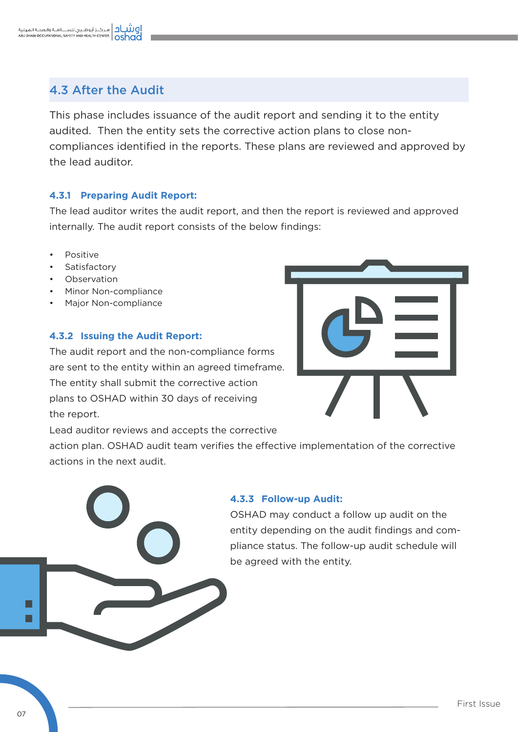## 4.3 After the Audit

This phase includes issuance of the audit report and sending it to the entity audited. Then the entity sets the corrective action plans to close non-compliances identified in the reports. These plans are reviewed and approved by the lead auditor.

### 4.3.1 Preparing Audit Report:

The lead auditor writes the audit report, and then the report is reviewed and approved internally. The audit report consists of the below findings:

- Positive
- Satisfactory
- Observation
- Minor Non-compliance
- Major Non-compliance

### 4.3.2 Issuing the Audit Report:

The audit report and the non-compliance forms are sent to the entity within an agreed timeframe. The entity shall submit the corrective action plans to OSHAD within 30 days of receiving the report.

Lead auditor reviews and accepts the corrective action plan. OSHAD audit team verifies the effective implementation of the corrective actions in the next audit.

### 4.3.3 Follow-up Audit:

OSHAD may conduct a follow up audit on the entity depending on the audit findings and compliance status. The follow-up audit schedule will be agreed with the entity.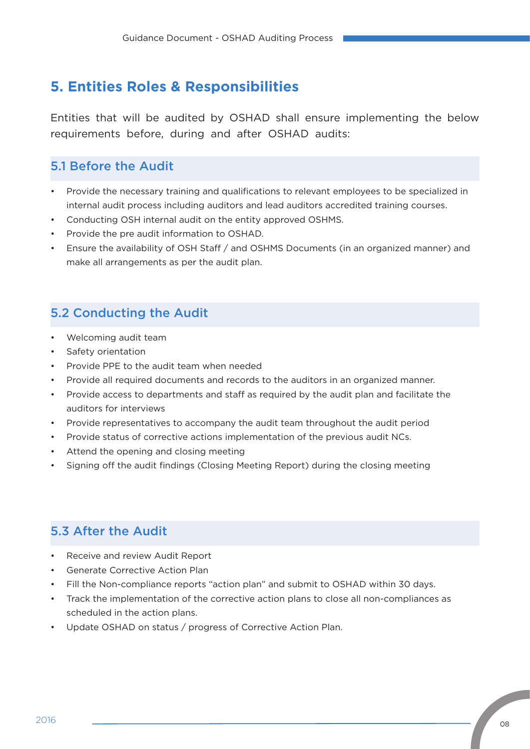## 5. Entities Roles & Responsibilities

Entities that will be audited by OSHAD shall ensure implementing the below requirements before, during and after OSHAD audits:

### 5.1 Before the Audit

- Provide the necessary training and qualifications to relevant employees to be specialized in internal audit process including auditors and lead auditors accredited training courses.
- Conducting OSH internal audit on the entity approved OSHMS.
- Provide the pre audit information to OSHAD.
- Ensure the availability of OSH Staff / and OSHMS Documents (in an organized manner) and make all arrangements as per the audit plan.

### 5.2 Conducting the Audit

- Welcoming audit team
- Safety orientation
- Provide PPE to the audit team when needed
- Provide all required documents and records to the auditors in an organized manner.
- Provide access to departments and staff as required by the audit plan and facilitate the auditors for interviews
- Provide representatives to accompany the audit team throughout the audit period
- Provide status of corrective actions implementation of the previous audit NCs.
- Attend the opening and closing meeting
- Signing off the audit findings (Closing Meeting Report) during the closing meeting

### 5.3 After the Audit

- Receive and review Audit Report
- Generate Corrective Action Plan
- Fill the Non-compliance reports “action plan” and submit to OSHAD within 30 days.
- Track the implementation of the corrective action plans to close all non-compliances as scheduled in the action plans.
- Update OSHAD on status / progress of Corrective Action Plan.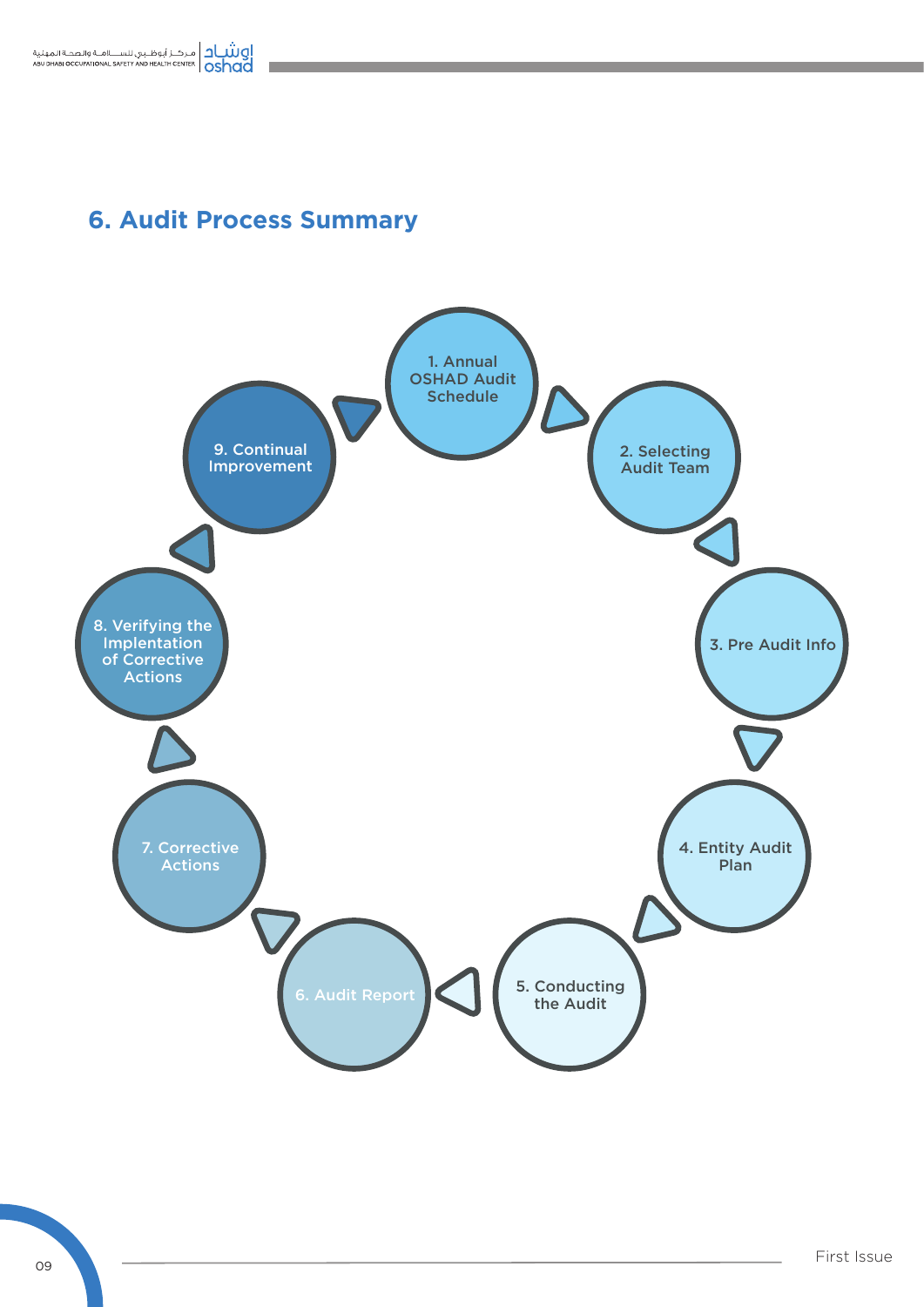## 6. Audit Process Summary

1. Annual OSHAD Audit Schedule
2. Selecting Audit Team
3. Pre Audit Info
4. Entity Audit Plan
5. Conducting the Audit
6. Audit Report
7. Corrective Actions
8. Verifying the Implentation of Corrective Actions
9. Continual Improvement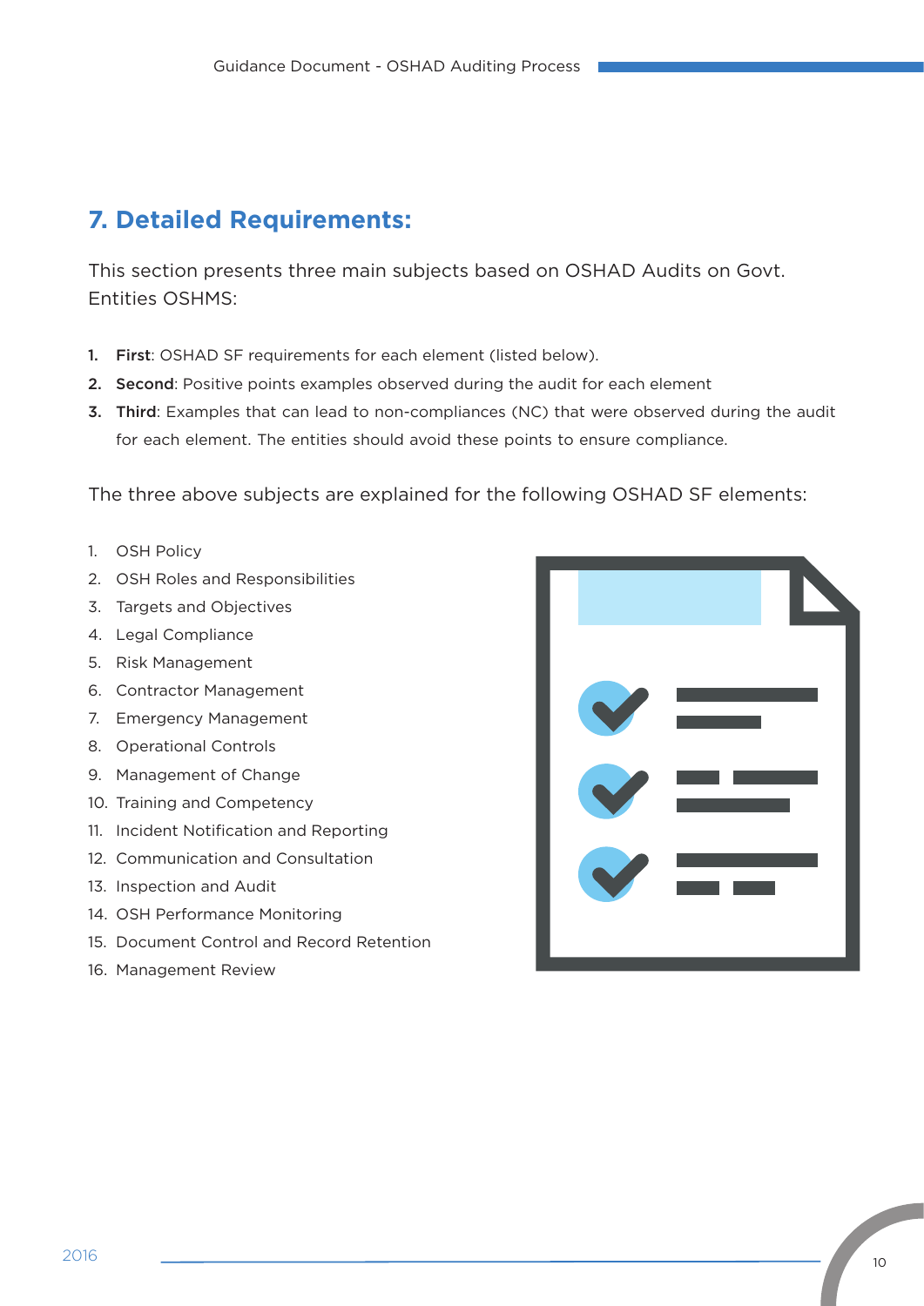## 7. Detailed Requirements:

This section presents three main subjects based on OSHAD Audits on Govt. Entities OSHMS:

1. **First**: OSHAD SF requirements for each element (listed below).
2. **Second**: Positive points examples observed during the audit for each element
3. **Third**: Examples that can lead to non-compliances (NC) that were observed during the audit for each element. The entities should avoid these points to ensure compliance.

The three above subjects are explained for the following OSHAD SF elements:

1. OSH Policy
2. OSH Roles and Responsibilities
3. Targets and Objectives
4. Legal Compliance
5. Risk Management
6. Contractor Management
7. Emergency Management
8. Operational Controls
9. Management of Change
10. Training and Competency
11. Incident Notification and Reporting
12. Communication and Consultation
13. Inspection and Audit
14. OSH Performance Monitoring
15. Document Control and Record Retention
16. Management Review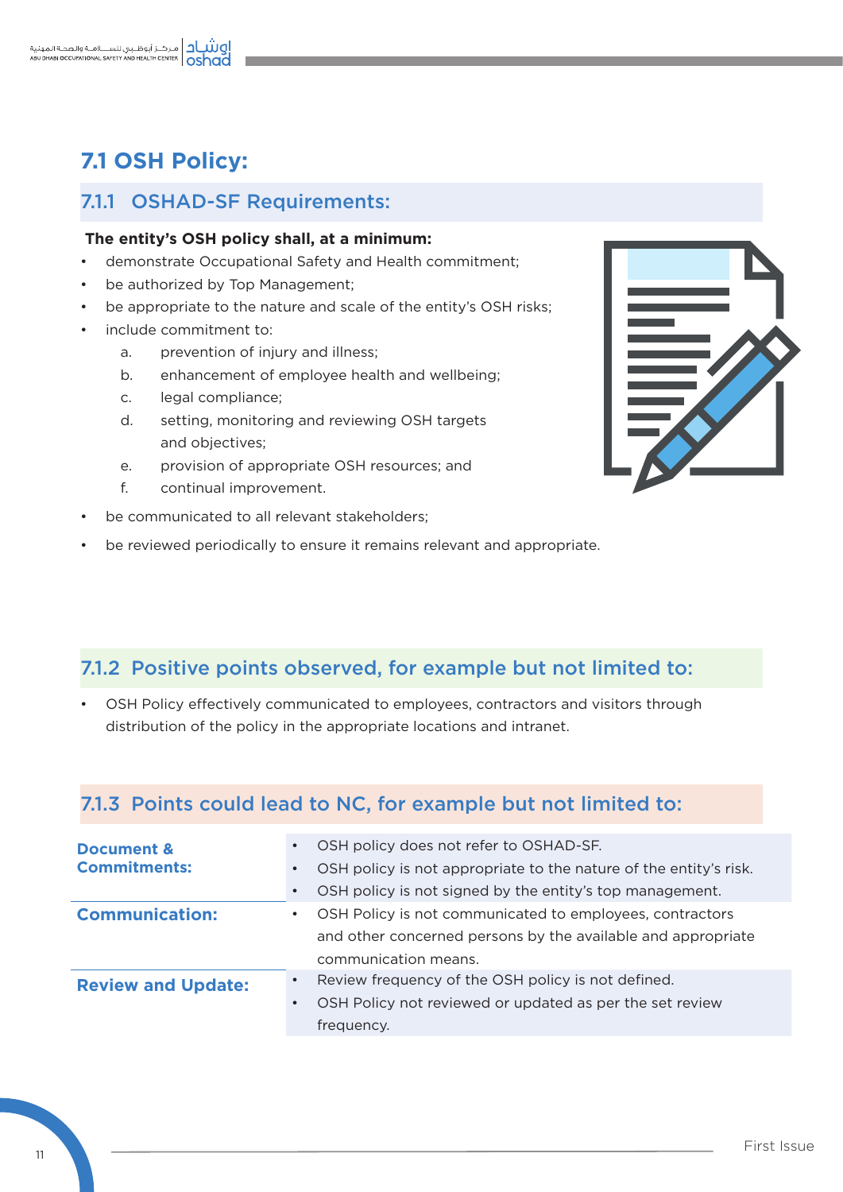## 7.1 OSH Policy:

### 7.1.1 OSHAD-SF Requirements:

**The entity's OSH policy shall, at a minimum:**

- demonstrate Occupational Safety and Health commitment;
- be authorized by Top Management;
- be appropriate to the nature and scale of the entity's OSH risks;
- include commitment to:
    a. prevention of injury and illness;
    b. enhancement of employee health and wellbeing;
    c. legal compliance;
    d. setting, monitoring and reviewing OSH targets and objectives;
    e. provision of appropriate OSH resources; and
    f. continual improvement.
- be communicated to all relevant stakeholders;
- be reviewed periodically to ensure it remains relevant and appropriate.

### 7.1.2 Positive points observed, for example but not limited to:

- OSH Policy effectively communicated to employees, contractors and visitors through distribution of the policy in the appropriate locations and intranet.

### 7.1.3 Points could lead to NC, for example but not limited to:

| | |
|---|---|
| **Document & Commitments:** | • OSH policy does not refer to OSHAD-SF.<br>• OSH policy is not appropriate to the nature of the entity's risk.<br>• OSH policy is not signed by the entity's top management. |
| **Communication:** | • OSH Policy is not communicated to employees, contractors and other concerned persons by the available and appropriate communication means. |
| **Review and Update:** | • Review frequency of the OSH policy is not defined.<br>• OSH Policy not reviewed or updated as per the set review frequency. |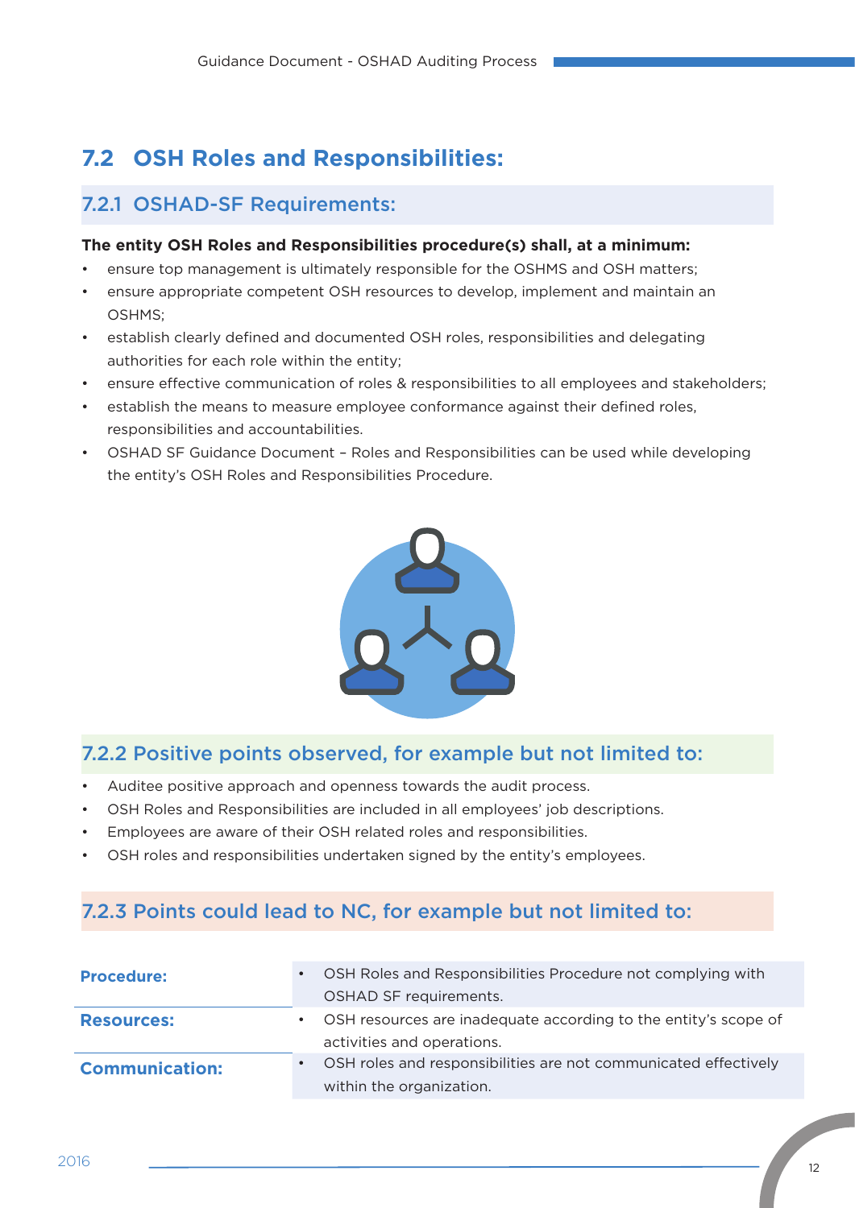## 7.2 OSH Roles and Responsibilities:

### 7.2.1 OSHAD-SF Requirements:

**The entity OSH Roles and Responsibilities procedure(s) shall, at a minimum:**

- ensure top management is ultimately responsible for the OSHMS and OSH matters;
- ensure appropriate competent OSH resources to develop, implement and maintain an OSHMS;
- establish clearly defined and documented OSH roles, responsibilities and delegating authorities for each role within the entity;
- ensure effective communication of roles & responsibilities to all employees and stakeholders;
- establish the means to measure employee conformance against their defined roles, responsibilities and accountabilities.
- OSHAD SF Guidance Document – Roles and Responsibilities can be used while developing the entity's OSH Roles and Responsibilities Procedure.

### 7.2.2 Positive points observed, for example but not limited to:

- Auditee positive approach and openness towards the audit process.
- OSH Roles and Responsibilities are included in all employees' job descriptions.
- Employees are aware of their OSH related roles and responsibilities.
- OSH roles and responsibilities undertaken signed by the entity's employees.

### 7.2.3 Points could lead to NC, for example but not limited to:

| | |
|---|---|
| **Procedure:** | • OSH Roles and Responsibilities Procedure not complying with OSHAD SF requirements. |
| **Resources:** | • OSH resources are inadequate according to the entity's scope of activities and operations. |
| **Communication:** | • OSH roles and responsibilities are not communicated effectively within the organization. |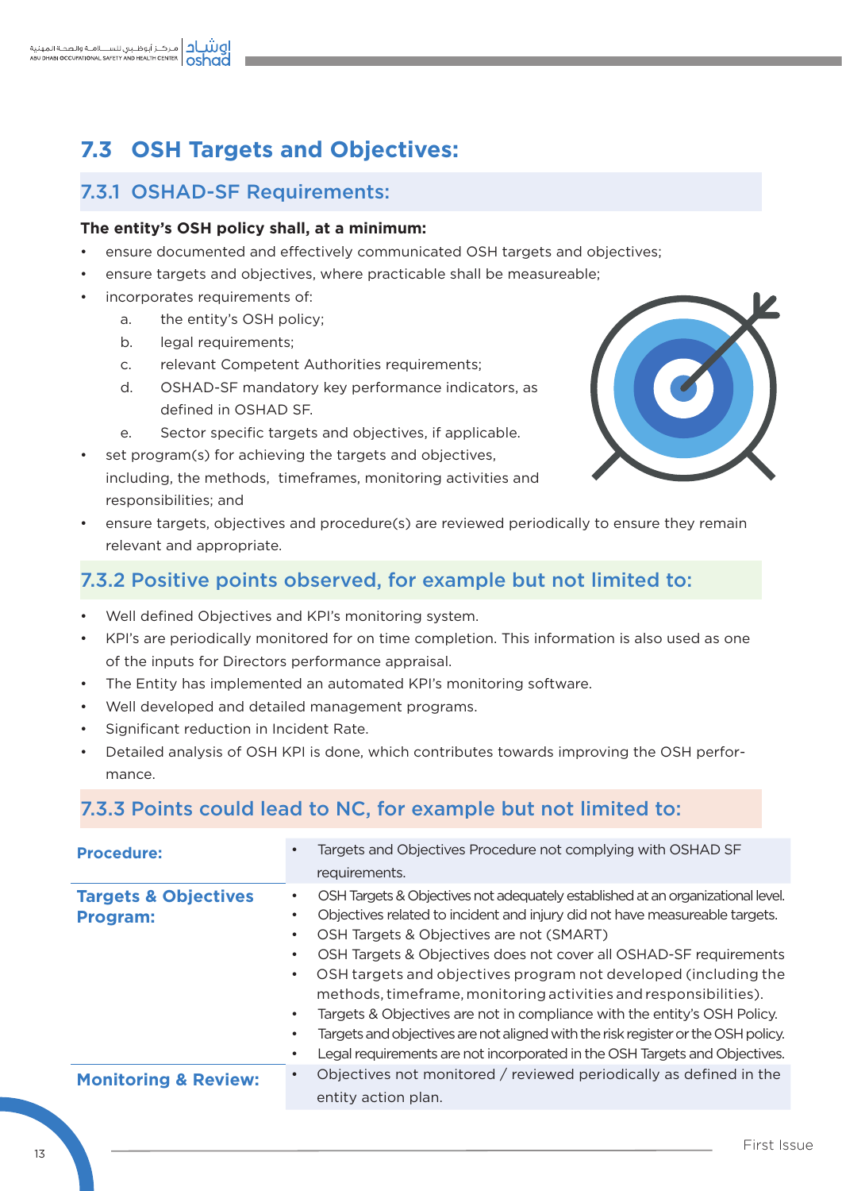## 7.3 OSH Targets and Objectives:

### 7.3.1 OSHAD-SF Requirements:

**The entity's OSH policy shall, at a minimum:**

- ensure documented and effectively communicated OSH targets and objectives;
- ensure targets and objectives, where practicable shall be measureable;
- incorporates requirements of:
    a. the entity's OSH policy;
    b. legal requirements;
    c. relevant Competent Authorities requirements;
    d. OSHAD-SF mandatory key performance indicators, as defined in OSHAD SF.
    e. Sector specific targets and objectives, if applicable.
- set program(s) for achieving the targets and objectives, including, the methods, timeframes, monitoring activities and responsibilities; and
- ensure targets, objectives and procedure(s) are reviewed periodically to ensure they remain relevant and appropriate.

### 7.3.2 Positive points observed, for example but not limited to:

- Well defined Objectives and KPI's monitoring system.
- KPI's are periodically monitored for on time completion. This information is also used as one of the inputs for Directors performance appraisal.
- The Entity has implemented an automated KPI's monitoring software.
- Well developed and detailed management programs.
- Significant reduction in Incident Rate.
- Detailed analysis of OSH KPI is done, which contributes towards improving the OSH performance.

### 7.3.3 Points could lead to NC, for example but not limited to:

| | |
|---|---|
| **Procedure:** | • Targets and Objectives Procedure not complying with OSHAD SF requirements. |
| **Targets & Objectives Program:** | • OSH Targets & Objectives not adequately established at an organizational level.<br>• Objectives related to incident and injury did not have measureable targets.<br>• OSH Targets & Objectives are not (SMART)<br>• OSH Targets & Objectives does not cover all OSHAD-SF requirements<br>• OSH targets and objectives program not developed (including the methods, timeframe, monitoring activities and responsibilities).<br>• Targets & Objectives are not in compliance with the entity's OSH Policy.<br>• Targets and objectives are not aligned with the risk register or the OSH policy.<br>• Legal requirements are not incorporated in the OSH Targets and Objectives. |
| **Monitoring & Review:** | • Objectives not monitored / reviewed periodically as defined in the entity action plan. |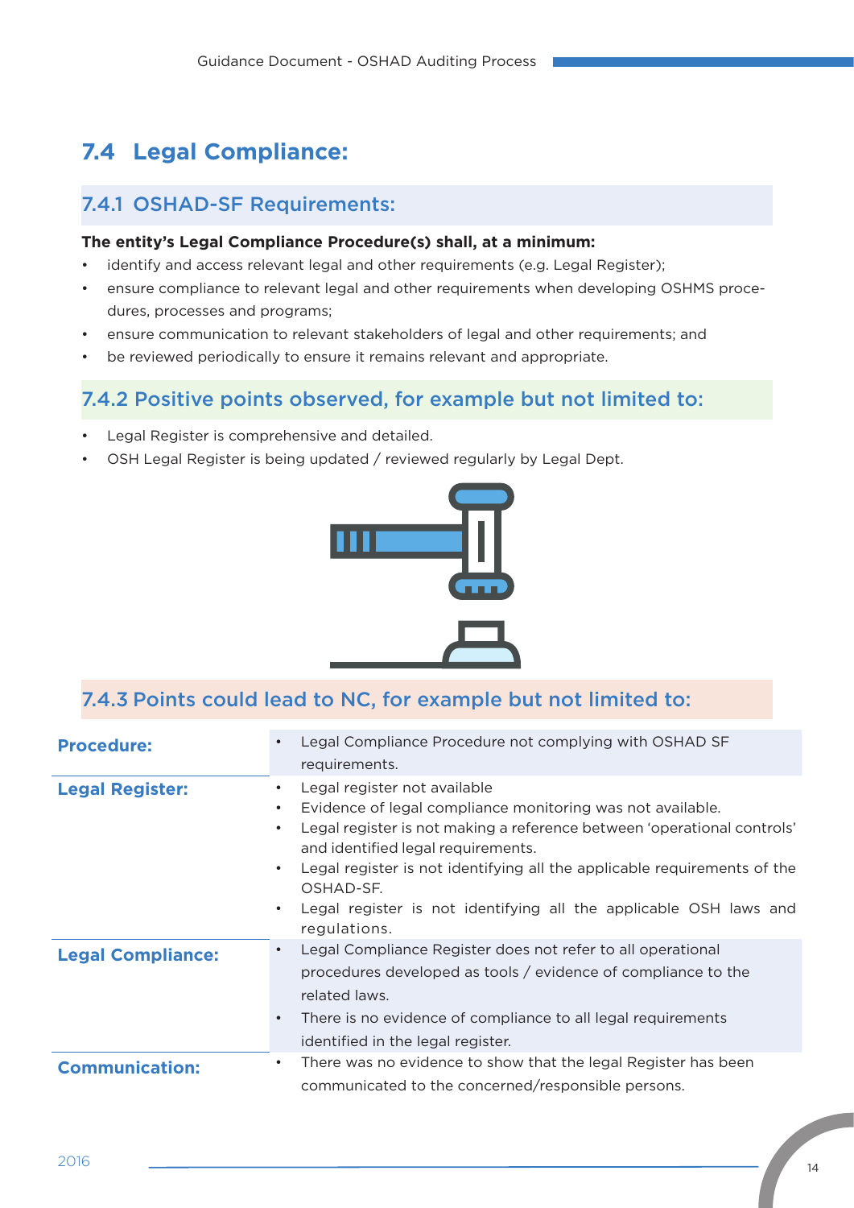## 7.4 Legal Compliance:

### 7.4.1 OSHAD-SF Requirements:

**The entity's Legal Compliance Procedure(s) shall, at a minimum:**

- identify and access relevant legal and other requirements (e.g. Legal Register);
- ensure compliance to relevant legal and other requirements when developing OSHMS procedures, processes and programs;
- ensure communication to relevant stakeholders of legal and other requirements; and
- be reviewed periodically to ensure it remains relevant and appropriate.

### 7.4.2 Positive points observed, for example but not limited to:

- Legal Register is comprehensive and detailed.
- OSH Legal Register is being updated / reviewed regularly by Legal Dept.

### 7.4.3 Points could lead to NC, for example but not limited to:

| | |
|---|---|
| **Procedure:** | • Legal Compliance Procedure not complying with OSHAD SF requirements. |
| **Legal Register:** | • Legal register not available<br>• Evidence of legal compliance monitoring was not available.<br>• Legal register is not making a reference between 'operational controls' and identified legal requirements.<br>• Legal register is not identifying all the applicable requirements of the OSHAD-SF.<br>• Legal register is not identifying all the applicable OSH laws and regulations. |
| **Legal Compliance:** | • Legal Compliance Register does not refer to all operational procedures developed as tools / evidence of compliance to the related laws.<br>• There is no evidence of compliance to all legal requirements identified in the legal register. |
| **Communication:** | • There was no evidence to show that the legal Register has been communicated to the concerned/responsible persons. |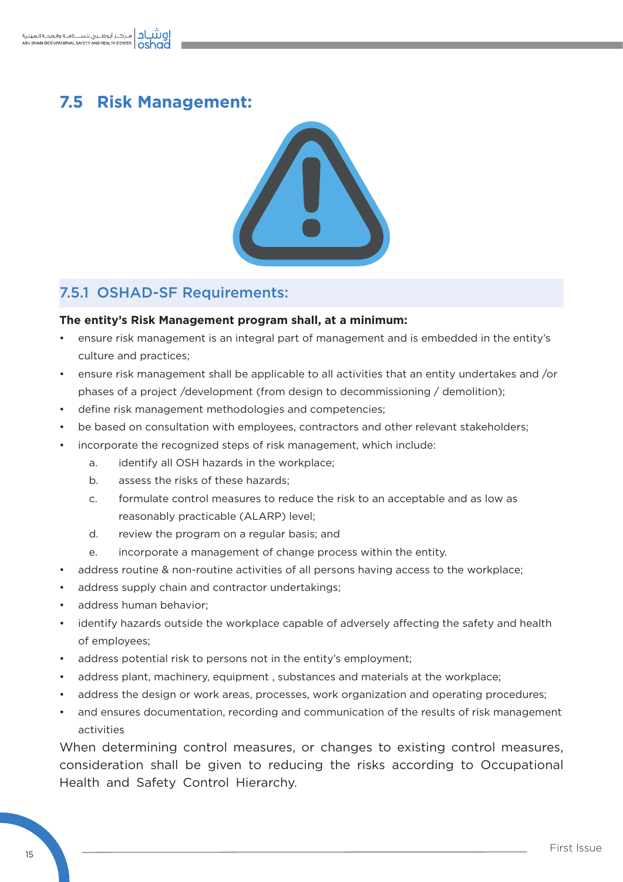## 7.5 Risk Management:

### 7.5.1 OSHAD-SF Requirements:

**The entity's Risk Management program shall, at a minimum:**

- ensure risk management is an integral part of management and is embedded in the entity's culture and practices;
- ensure risk management shall be applicable to all activities that an entity undertakes and /or phases of a project /development (from design to decommissioning / demolition);
- define risk management methodologies and competencies;
- be based on consultation with employees, contractors and other relevant stakeholders;
- incorporate the recognized steps of risk management, which include:
  a. identify all OSH hazards in the workplace;
  b. assess the risks of these hazards;
  c. formulate control measures to reduce the risk to an acceptable and as low as reasonably practicable (ALARP) level;
  d. review the program on a regular basis; and
  e. incorporate a management of change process within the entity.
- address routine & non-routine activities of all persons having access to the workplace;
- address supply chain and contractor undertakings;
- address human behavior;
- identify hazards outside the workplace capable of adversely affecting the safety and health of employees;
- address potential risk to persons not in the entity's employment;
- address plant, machinery, equipment , substances and materials at the workplace;
- address the design or work areas, processes, work organization and operating procedures;
- and ensures documentation, recording and communication of the results of risk management activities

When determining control measures, or changes to existing control measures, consideration shall be given to reducing the risks according to Occupational Health and Safety Control Hierarchy.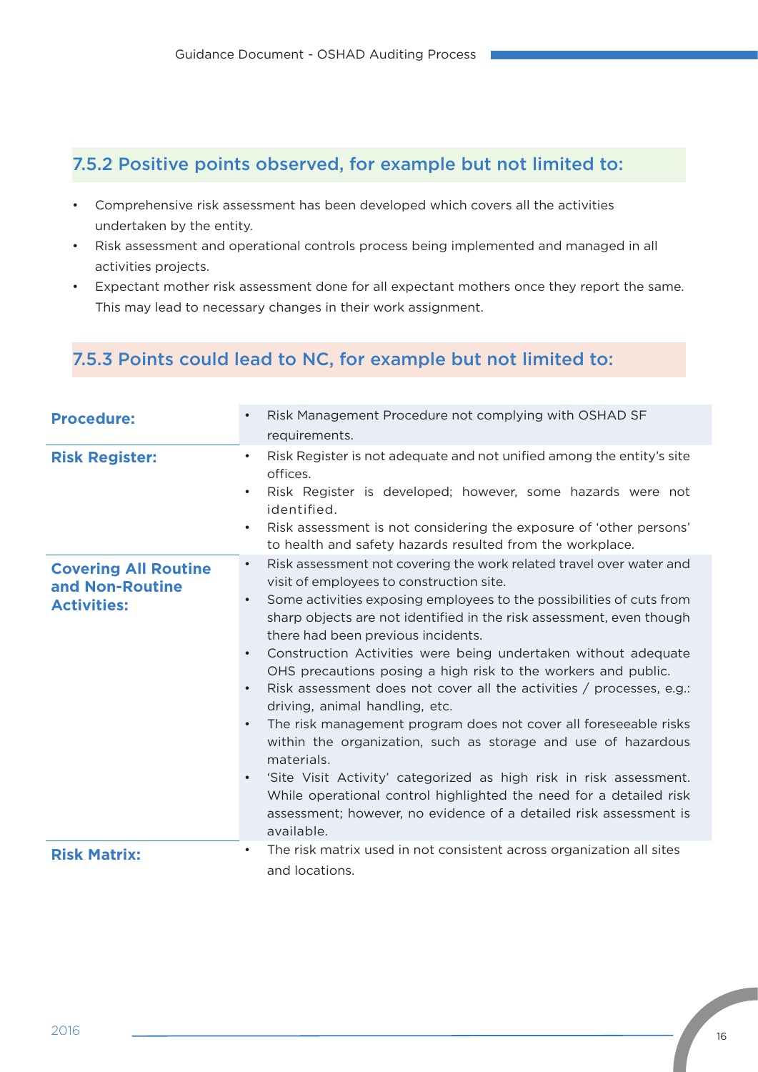### 7.5.2 Positive points observed, for example but not limited to:

- Comprehensive risk assessment has been developed which covers all the activities undertaken by the entity.
- Risk assessment and operational controls process being implemented and managed in all activities projects.
- Expectant mother risk assessment done for all expectant mothers once they report the same. This may lead to necessary changes in their work assignment.

### 7.5.3 Points could lead to NC, for example but not limited to:

| | |
|---|---|
| **Procedure:** | • Risk Management Procedure not complying with OSHAD SF requirements. |
| **Risk Register:** | • Risk Register is not adequate and not unified among the entity's site offices.<br>• Risk Register is developed; however, some hazards were not identified.<br>• Risk assessment is not considering the exposure of 'other persons' to health and safety hazards resulted from the workplace. |
| **Covering All Routine and Non-Routine Activities:** | • Risk assessment not covering the work related travel over water and visit of employees to construction site.<br>• Some activities exposing employees to the possibilities of cuts from sharp objects are not identified in the risk assessment, even though there had been previous incidents.<br>• Construction Activities were being undertaken without adequate OHS precautions posing a high risk to the workers and public.<br>• Risk assessment does not cover all the activities / processes, e.g.: driving, animal handling, etc.<br>• The risk management program does not cover all foreseeable risks within the organization, such as storage and use of hazardous materials.<br>• 'Site Visit Activity' categorized as high risk in risk assessment. While operational control highlighted the need for a detailed risk assessment; however, no evidence of a detailed risk assessment is available. |
| **Risk Matrix:** | • The risk matrix used in not consistent across organization all sites and locations. |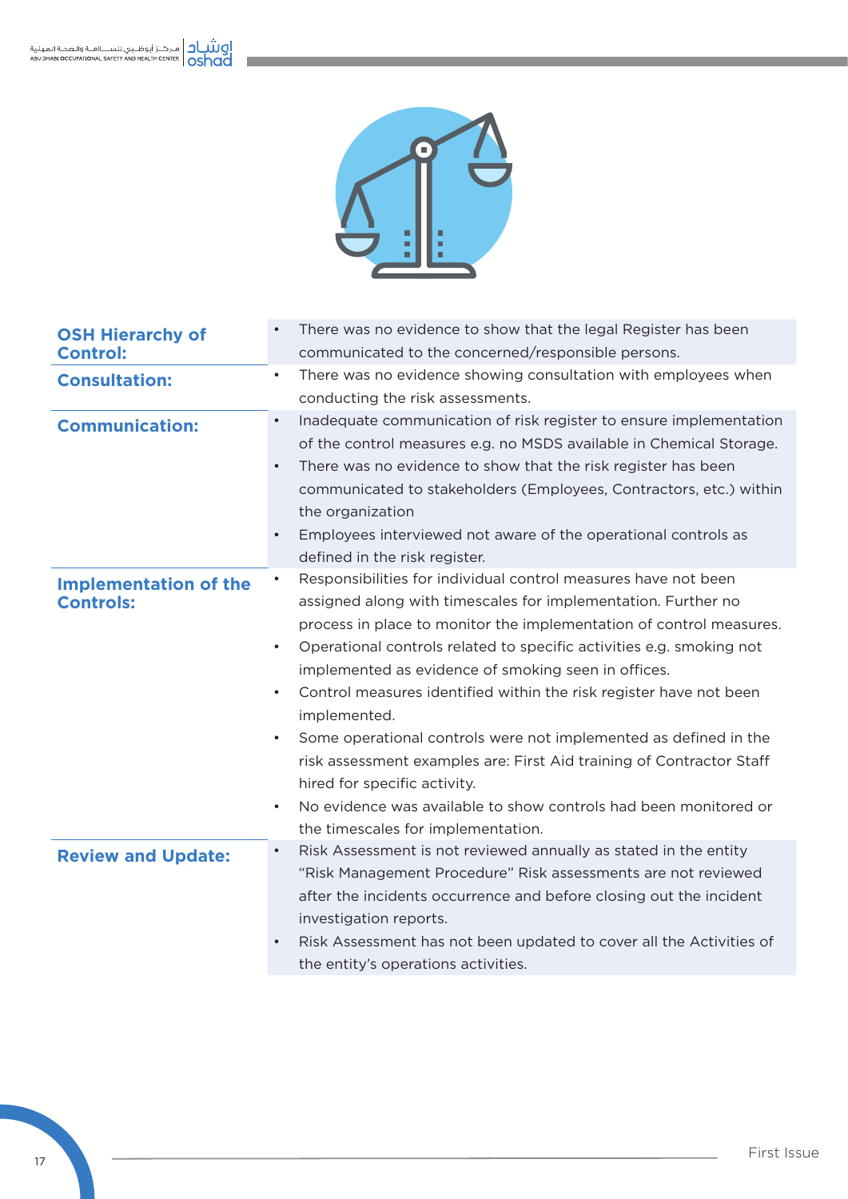| | |
|---|---|
| **OSH Hierarchy of Control:** | • There was no evidence to show that the legal Register has been communicated to the concerned/responsible persons. |
| **Consultation:** | • There was no evidence showing consultation with employees when conducting the risk assessments. |
| **Communication:** | • Inadequate communication of risk register to ensure implementation of the control measures e.g. no MSDS available in Chemical Storage.<br>• There was no evidence to show that the risk register has been communicated to stakeholders (Employees, Contractors, etc.) within the organization<br>• Employees interviewed not aware of the operational controls as defined in the risk register. |
| **Implementation of the Controls:** | • Responsibilities for individual control measures have not been assigned along with timescales for implementation. Further no process in place to monitor the implementation of control measures.<br>• Operational controls related to specific activities e.g. smoking not implemented as evidence of smoking seen in offices.<br>• Control measures identified within the risk register have not been implemented.<br>• Some operational controls were not implemented as defined in the risk assessment examples are: First Aid training of Contractor Staff hired for specific activity.<br>• No evidence was available to show controls had been monitored or the timescales for implementation. |
| **Review and Update:** | • Risk Assessment is not reviewed annually as stated in the entity “Risk Management Procedure” Risk assessments are not reviewed after the incidents occurrence and before closing out the incident investigation reports.<br>• Risk Assessment has not been updated to cover all the Activities of the entity’s operations activities. |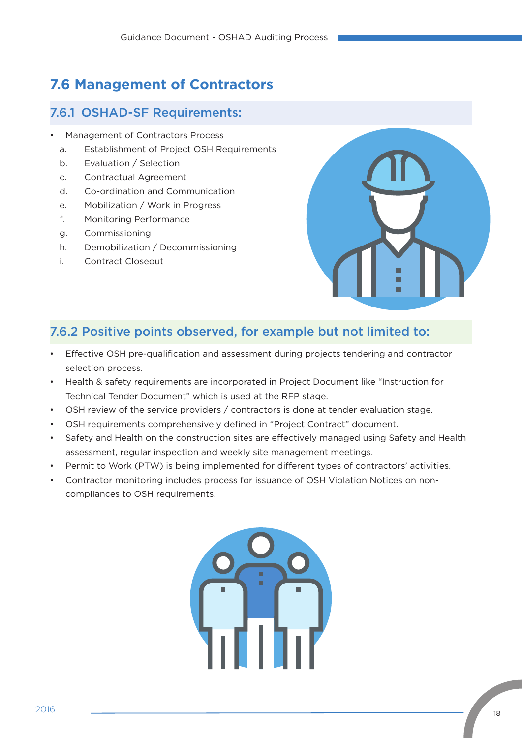## 7.6 Management of Contractors

### 7.6.1 OSHAD-SF Requirements:

- Management of Contractors Process
  - a. Establishment of Project OSH Requirements
  - b. Evaluation / Selection
  - c. Contractual Agreement
  - d. Co-ordination and Communication
  - e. Mobilization / Work in Progress
  - f. Monitoring Performance
  - g. Commissioning
  - h. Demobilization / Decommissioning
  - i. Contract Closeout

### 7.6.2 Positive points observed, for example but not limited to:

- Effective OSH pre-qualification and assessment during projects tendering and contractor selection process.
- Health & safety requirements are incorporated in Project Document like “Instruction for Technical Tender Document” which is used at the RFP stage.
- OSH review of the service providers / contractors is done at tender evaluation stage.
- OSH requirements comprehensively defined in “Project Contract” document.
- Safety and Health on the construction sites are effectively managed using Safety and Health assessment, regular inspection and weekly site management meetings.
- Permit to Work (PTW) is being implemented for different types of contractors’ activities.
- Contractor monitoring includes process for issuance of OSH Violation Notices on non-compliances to OSH requirements.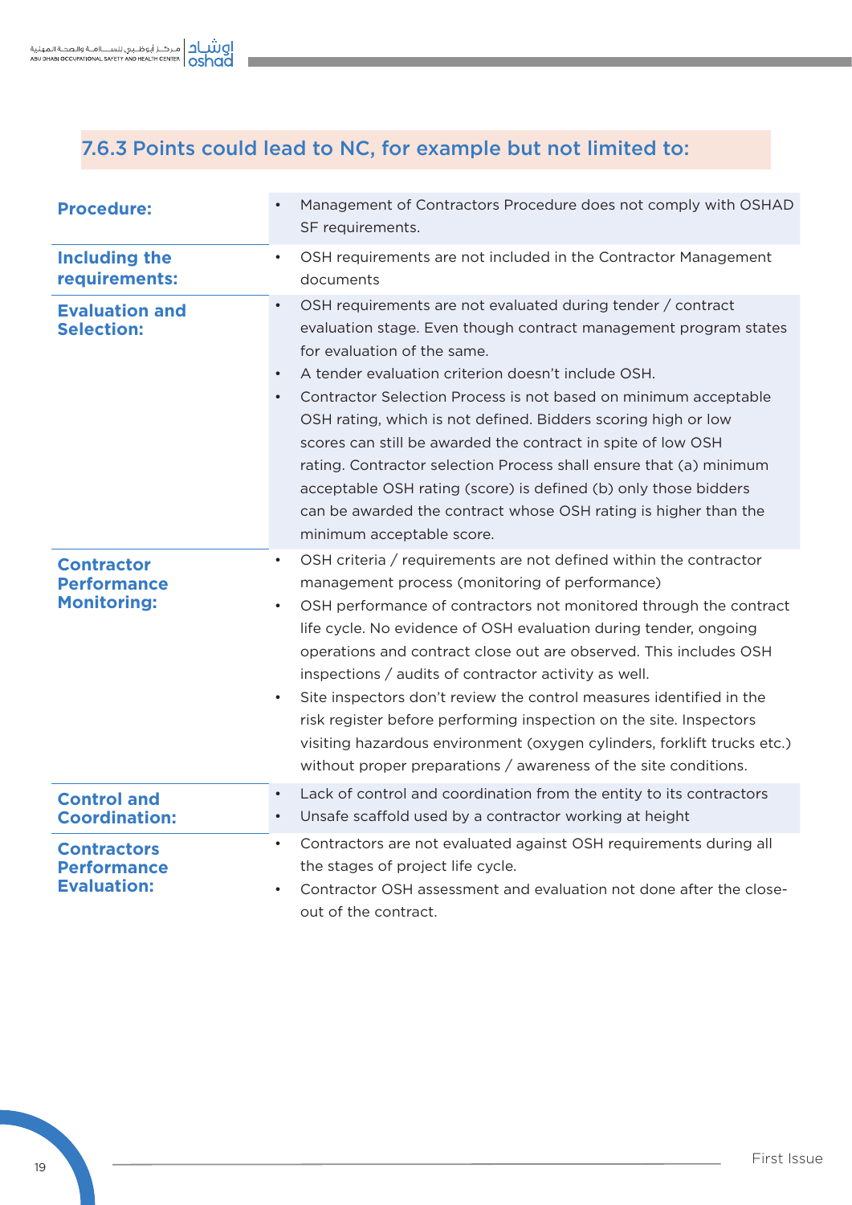### 7.6.3 Points could lead to NC, for example but not limited to:

| | |
|---|---|
| **Procedure:** | • Management of Contractors Procedure does not comply with OSHAD SF requirements. |
| **Including the requirements:** | • OSH requirements are not included in the Contractor Management documents |
| **Evaluation and Selection:** | • OSH requirements are not evaluated during tender / contract evaluation stage. Even though contract management program states for evaluation of the same.<br>• A tender evaluation criterion doesn't include OSH.<br>• Contractor Selection Process is not based on minimum acceptable OSH rating, which is not defined. Bidders scoring high or low scores can still be awarded the contract in spite of low OSH rating. Contractor selection Process shall ensure that (a) minimum acceptable OSH rating (score) is defined (b) only those bidders can be awarded the contract whose OSH rating is higher than the minimum acceptable score. |
| **Contractor Performance Monitoring:** | • OSH criteria / requirements are not defined within the contractor management process (monitoring of performance)<br>• OSH performance of contractors not monitored through the contract life cycle. No evidence of OSH evaluation during tender, ongoing operations and contract close out are observed. This includes OSH inspections / audits of contractor activity as well.<br>• Site inspectors don't review the control measures identified in the risk register before performing inspection on the site. Inspectors visiting hazardous environment (oxygen cylinders, forklift trucks etc.) without proper preparations / awareness of the site conditions. |
| **Control and Coordination:** | • Lack of control and coordination from the entity to its contractors<br>• Unsafe scaffold used by a contractor working at height |
| **Contractors Performance Evaluation:** | • Contractors are not evaluated against OSH requirements during all the stages of project life cycle.<br>• Contractor OSH assessment and evaluation not done after the close-out of the contract. |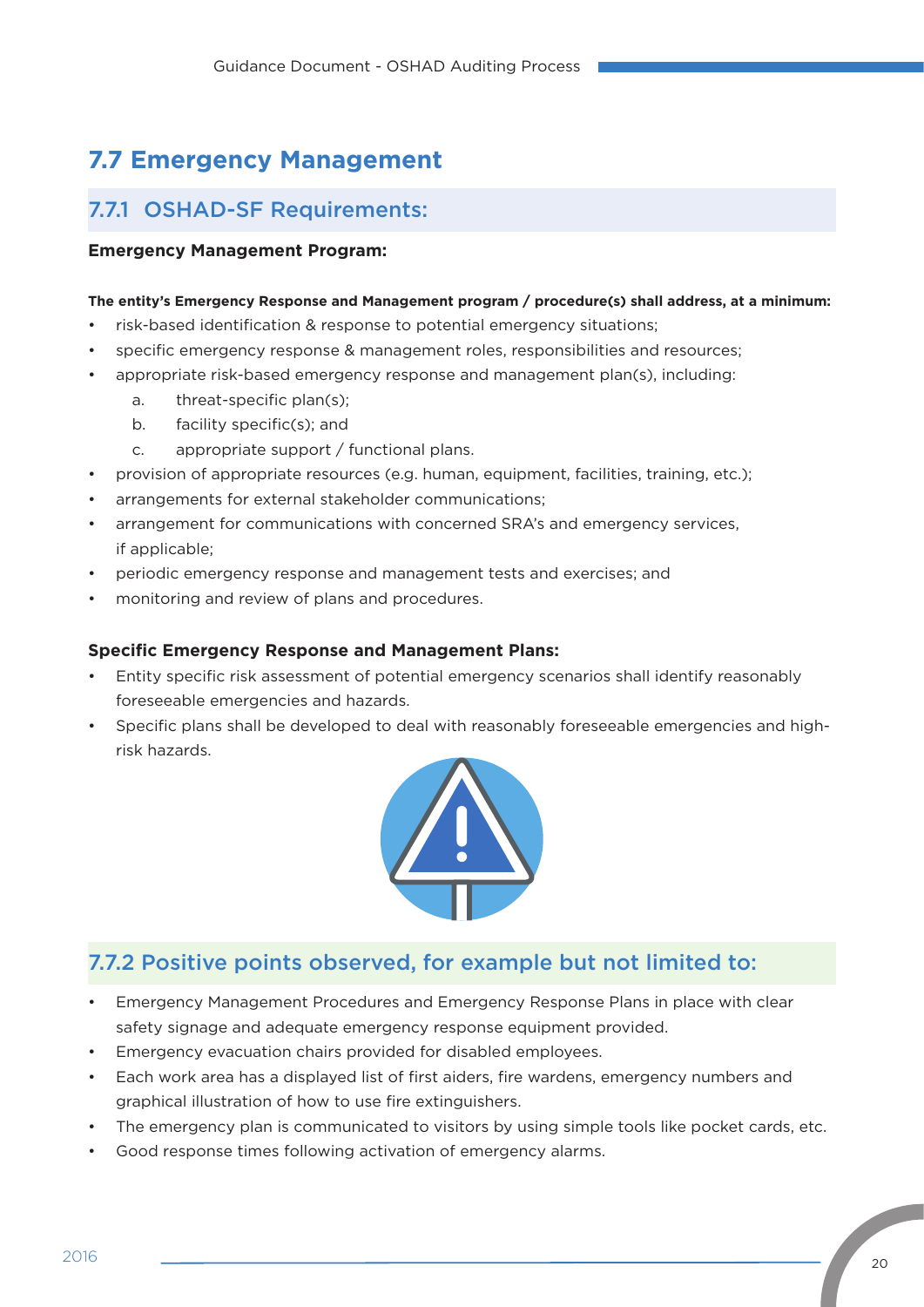## 7.7 Emergency Management

### 7.7.1 OSHAD-SF Requirements:

**Emergency Management Program:**

**The entity's Emergency Response and Management program / procedure(s) shall address, at a minimum:**

- risk-based identification & response to potential emergency situations;
- specific emergency response & management roles, responsibilities and resources;
- appropriate risk-based emergency response and management plan(s), including:
    a. threat-specific plan(s);
    b. facility specific(s); and
    c. appropriate support / functional plans.
- provision of appropriate resources (e.g. human, equipment, facilities, training, etc.);
- arrangements for external stakeholder communications;
- arrangement for communications with concerned SRA's and emergency services, if applicable;
- periodic emergency response and management tests and exercises; and
- monitoring and review of plans and procedures.

**Specific Emergency Response and Management Plans:**

- Entity specific risk assessment of potential emergency scenarios shall identify reasonably foreseeable emergencies and hazards.
- Specific plans shall be developed to deal with reasonably foreseeable emergencies and high-risk hazards.

### 7.7.2 Positive points observed, for example but not limited to:

- Emergency Management Procedures and Emergency Response Plans in place with clear safety signage and adequate emergency response equipment provided.
- Emergency evacuation chairs provided for disabled employees.
- Each work area has a displayed list of first aiders, fire wardens, emergency numbers and graphical illustration of how to use fire extinguishers.
- The emergency plan is communicated to visitors by using simple tools like pocket cards, etc.
- Good response times following activation of emergency alarms.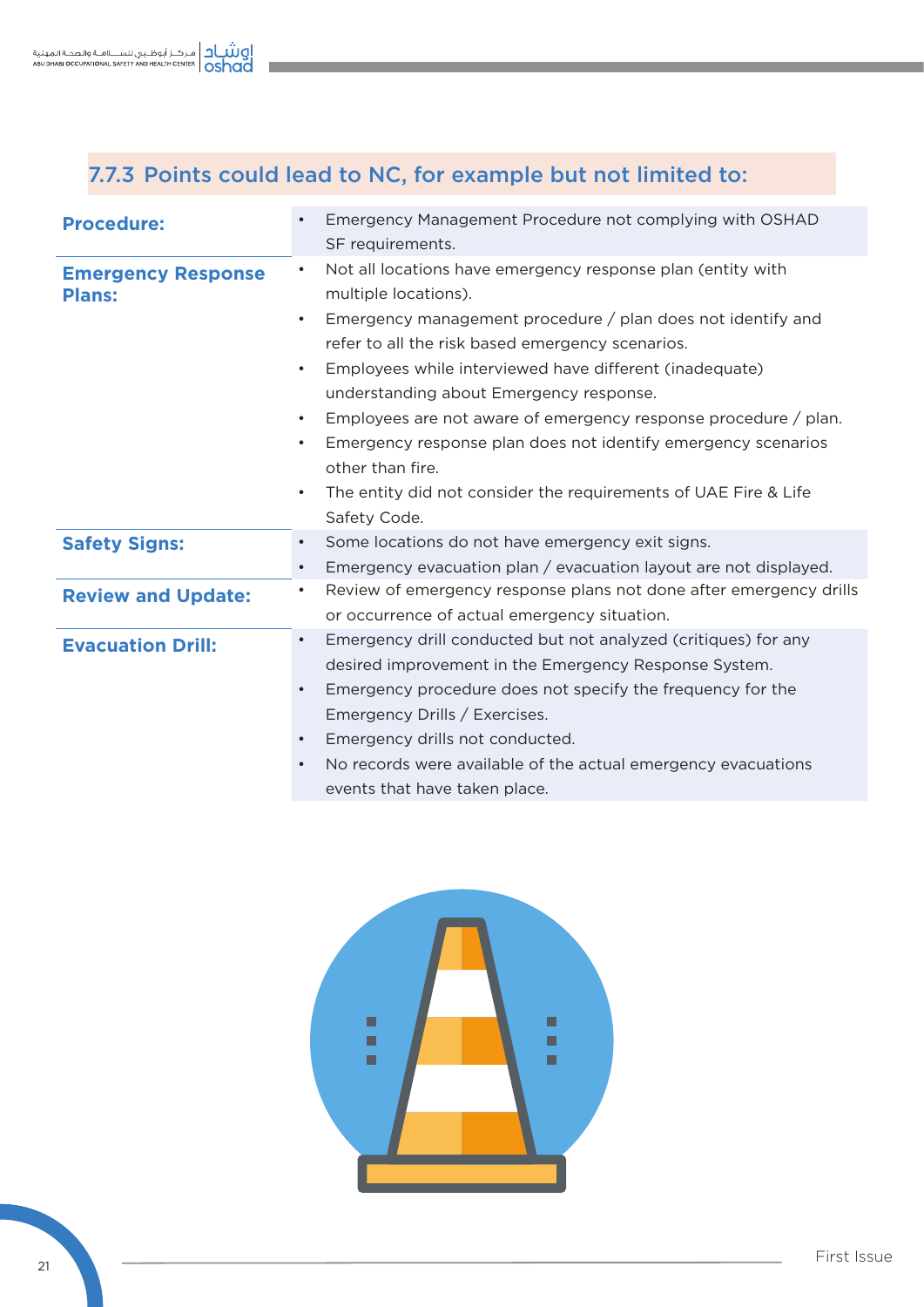### 7.7.3 Points could lead to NC, for example but not limited to:

| | |
|---|---|
| **Procedure:** | • Emergency Management Procedure not complying with OSHAD SF requirements. |
| **Emergency Response Plans:** | • Not all locations have emergency response plan (entity with multiple locations).<br>• Emergency management procedure / plan does not identify and refer to all the risk based emergency scenarios.<br>• Employees while interviewed have different (inadequate) understanding about Emergency response.<br>• Employees are not aware of emergency response procedure / plan.<br>• Emergency response plan does not identify emergency scenarios other than fire.<br>• The entity did not consider the requirements of UAE Fire & Life Safety Code. |
| **Safety Signs:** | • Some locations do not have emergency exit signs.<br>• Emergency evacuation plan / evacuation layout are not displayed. |
| **Review and Update:** | • Review of emergency response plans not done after emergency drills or occurrence of actual emergency situation. |
| **Evacuation Drill:** | • Emergency drill conducted but not analyzed (critiques) for any desired improvement in the Emergency Response System.<br>• Emergency procedure does not specify the frequency for the Emergency Drills / Exercises.<br>• Emergency drills not conducted.<br>• No records were available of the actual emergency evacuations events that have taken place. |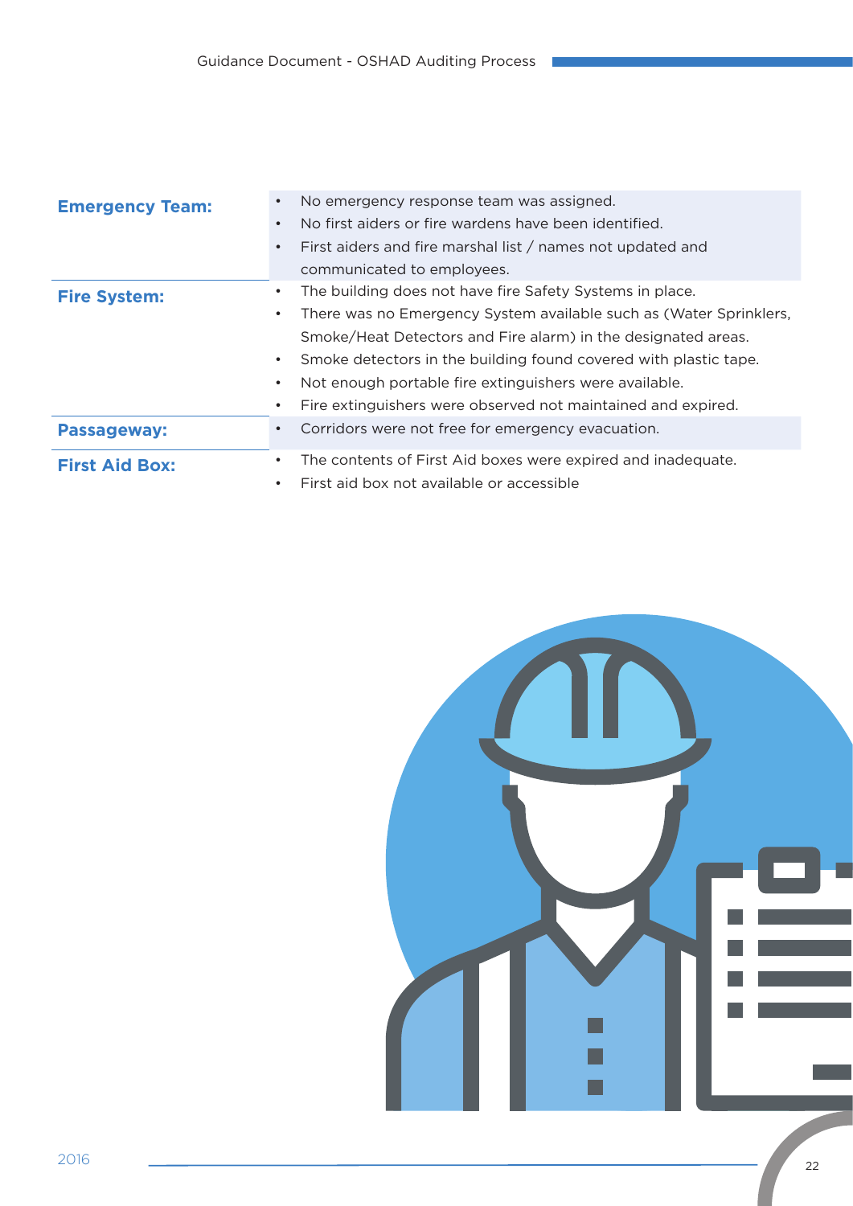| | |
|---|---|
| **Emergency Team:** | • No emergency response team was assigned.<br>• No first aiders or fire wardens have been identified.<br>• First aiders and fire marshal list / names not updated and communicated to employees. |
| **Fire System:** | • The building does not have fire Safety Systems in place.<br>• There was no Emergency System available such as (Water Sprinklers, Smoke/Heat Detectors and Fire alarm) in the designated areas.<br>• Smoke detectors in the building found covered with plastic tape.<br>• Not enough portable fire extinguishers were available.<br>• Fire extinguishers were observed not maintained and expired. |
| **Passageway:** | • Corridors were not free for emergency evacuation. |
| **First Aid Box:** | • The contents of First Aid boxes were expired and inadequate.<br>• First aid box not available or accessible |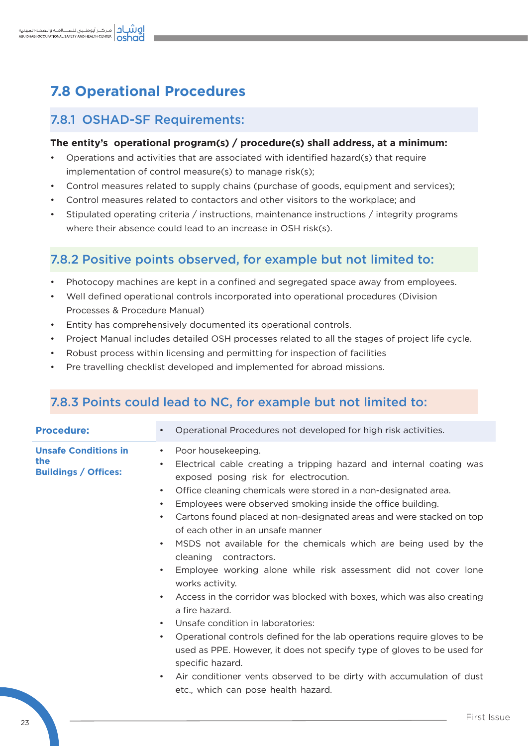## 7.8 Operational Procedures

### 7.8.1 OSHAD-SF Requirements:

**The entity's operational program(s) / procedure(s) shall address, at a minimum:**

- Operations and activities that are associated with identified hazard(s) that require implementation of control measure(s) to manage risk(s);
- Control measures related to supply chains (purchase of goods, equipment and services);
- Control measures related to contactors and other visitors to the workplace; and
- Stipulated operating criteria / instructions, maintenance instructions / integrity programs where their absence could lead to an increase in OSH risk(s).

### 7.8.2 Positive points observed, for example but not limited to:

- Photocopy machines are kept in a confined and segregated space away from employees.
- Well defined operational controls incorporated into operational procedures (Division Processes & Procedure Manual)
- Entity has comprehensively documented its operational controls.
- Project Manual includes detailed OSH processes related to all the stages of project life cycle.
- Robust process within licensing and permitting for inspection of facilities
- Pre travelling checklist developed and implemented for abroad missions.

### 7.8.3 Points could lead to NC, for example but not limited to:

| | |
|---|---|
| **Procedure:** | • Operational Procedures not developed for high risk activities. |
| **Unsafe Conditions in the Buildings / Offices:** | • Poor housekeeping.<br>• Electrical cable creating a tripping hazard and internal coating was exposed posing risk for electrocution.<br>• Office cleaning chemicals were stored in a non-designated area.<br>• Employees were observed smoking inside the office building.<br>• Cartons found placed at non-designated areas and were stacked on top of each other in an unsafe manner<br>• MSDS not available for the chemicals which are being used by the cleaning contractors.<br>• Employee working alone while risk assessment did not cover lone works activity.<br>• Access in the corridor was blocked with boxes, which was also creating a fire hazard.<br>• Unsafe condition in laboratories:<br>• Operational controls defined for the lab operations require gloves to be used as PPE. However, it does not specify type of gloves to be used for specific hazard.<br>• Air conditioner vents observed to be dirty with accumulation of dust etc., which can pose health hazard. |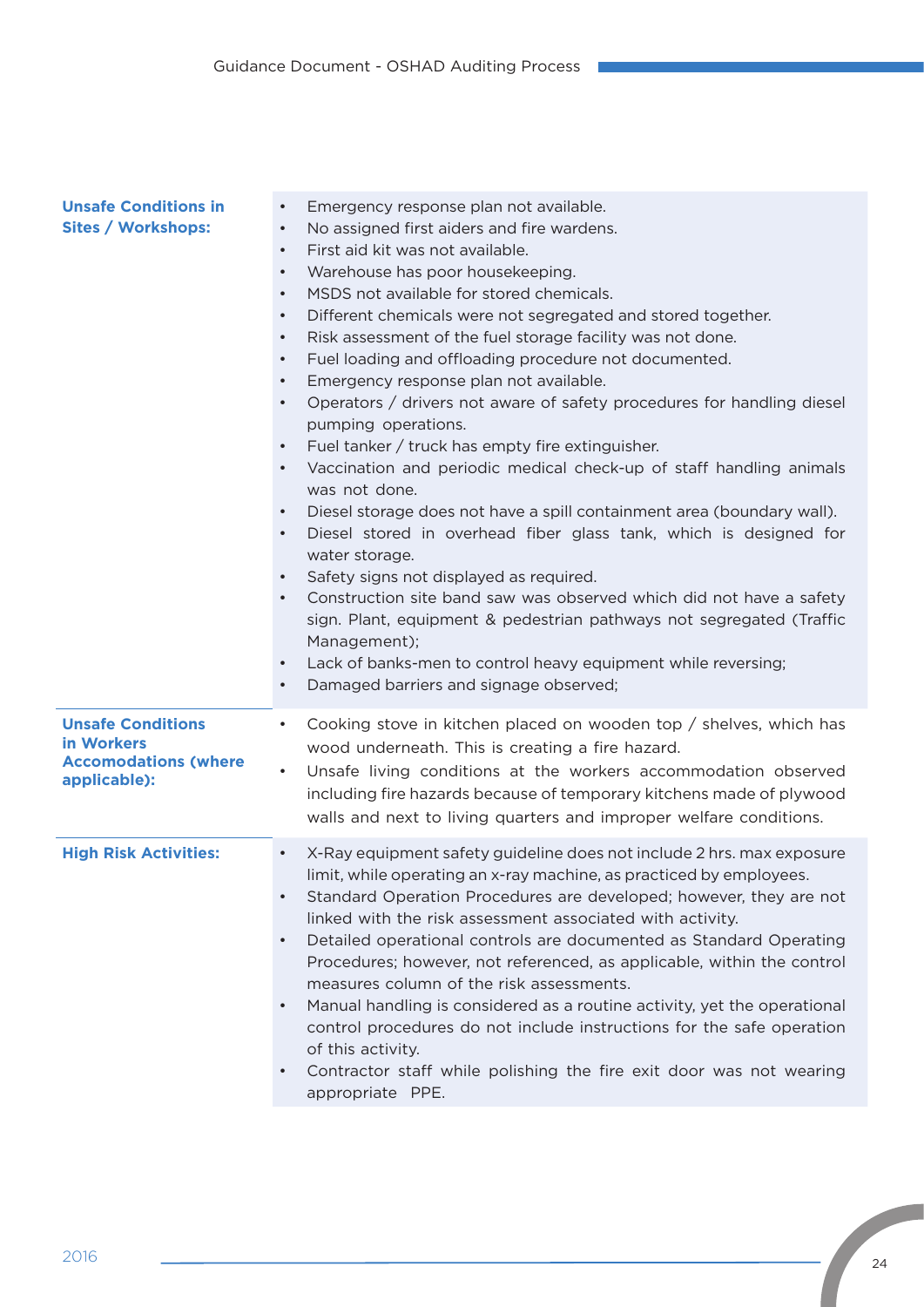| | |
|---|---|
| **Unsafe Conditions in Sites / Workshops:** | • Emergency response plan not available.<br>• No assigned first aiders and fire wardens.<br>• First aid kit was not available.<br>• Warehouse has poor housekeeping.<br>• MSDS not available for stored chemicals.<br>• Different chemicals were not segregated and stored together.<br>• Risk assessment of the fuel storage facility was not done.<br>• Fuel loading and offloading procedure not documented.<br>• Emergency response plan not available.<br>• Operators / drivers not aware of safety procedures for handling diesel pumping operations.<br>• Fuel tanker / truck has empty fire extinguisher.<br>• Vaccination and periodic medical check-up of staff handling animals was not done.<br>• Diesel storage does not have a spill containment area (boundary wall).<br>• Diesel stored in overhead fiber glass tank, which is designed for water storage.<br>• Safety signs not displayed as required.<br>• Construction site band saw was observed which did not have a safety sign. Plant, equipment & pedestrian pathways not segregated (Traffic Management);<br>• Lack of banks-men to control heavy equipment while reversing;<br>• Damaged barriers and signage observed; |
| **Unsafe Conditions in Workers Accomodations (where applicable):** | • Cooking stove in kitchen placed on wooden top / shelves, which has wood underneath. This is creating a fire hazard.<br>• Unsafe living conditions at the workers accommodation observed including fire hazards because of temporary kitchens made of plywood walls and next to living quarters and improper welfare conditions. |
| **High Risk Activities:** | • X-Ray equipment safety guideline does not include 2 hrs. max exposure limit, while operating an x-ray machine, as practiced by employees.<br>• Standard Operation Procedures are developed; however, they are not linked with the risk assessment associated with activity.<br>• Detailed operational controls are documented as Standard Operating Procedures; however, not referenced, as applicable, within the control measures column of the risk assessments.<br>• Manual handling is considered as a routine activity, yet the operational control procedures do not include instructions for the safe operation of this activity.<br>• Contractor staff while polishing the fire exit door was not wearing appropriate PPE. |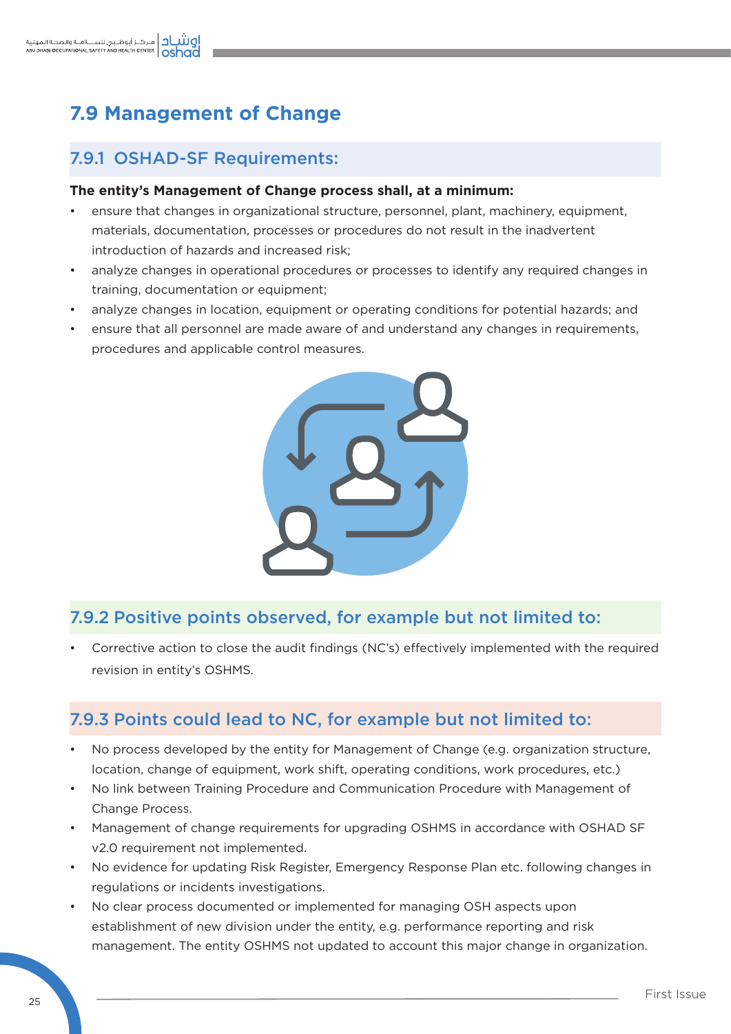## 7.9 Management of Change

### 7.9.1 OSHAD-SF Requirements:

**The entity's Management of Change process shall, at a minimum:**

- ensure that changes in organizational structure, personnel, plant, machinery, equipment, materials, documentation, processes or procedures do not result in the inadvertent introduction of hazards and increased risk;
- analyze changes in operational procedures or processes to identify any required changes in training, documentation or equipment;
- analyze changes in location, equipment or operating conditions for potential hazards; and
- ensure that all personnel are made aware of and understand any changes in requirements, procedures and applicable control measures.

### 7.9.2 Positive points observed, for example but not limited to:

- Corrective action to close the audit findings (NC's) effectively implemented with the required revision in entity's OSHMS.

### 7.9.3 Points could lead to NC, for example but not limited to:

- No process developed by the entity for Management of Change (e.g. organization structure, location, change of equipment, work shift, operating conditions, work procedures, etc.)
- No link between Training Procedure and Communication Procedure with Management of Change Process.
- Management of change requirements for upgrading OSHMS in accordance with OSHAD SF v2.0 requirement not implemented.
- No evidence for updating Risk Register, Emergency Response Plan etc. following changes in regulations or incidents investigations.
- No clear process documented or implemented for managing OSH aspects upon establishment of new division under the entity, e.g. performance reporting and risk management. The entity OSHMS not updated to account this major change in organization.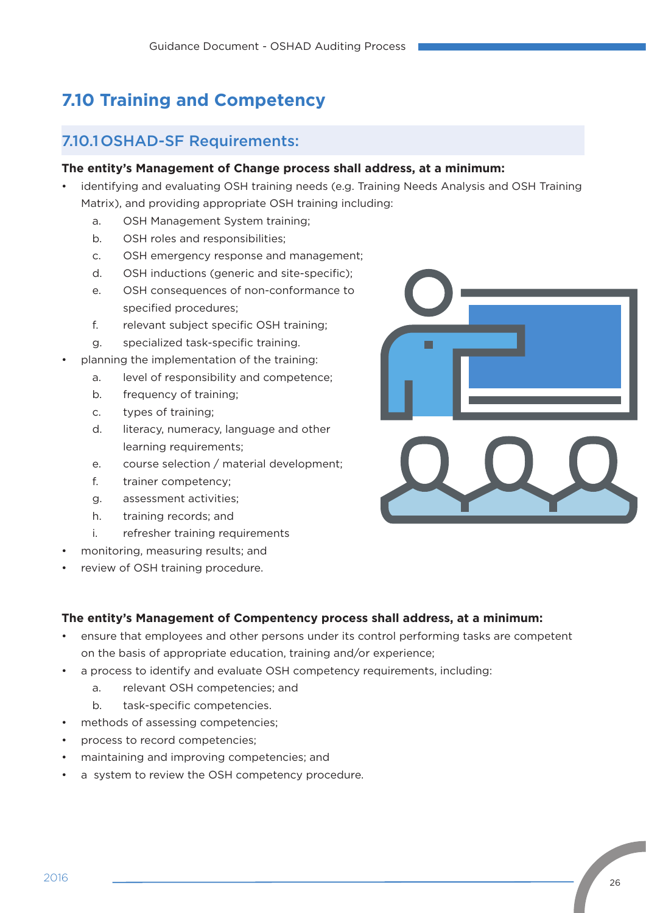## 7.10 Training and Competency

### 7.10.1 OSHAD-SF Requirements:

**The entity's Management of Change process shall address, at a minimum:**

- identifying and evaluating OSH training needs (e.g. Training Needs Analysis and OSH Training Matrix), and providing appropriate OSH training including:
  a. OSH Management System training;
  b. OSH roles and responsibilities;
  c. OSH emergency response and management;
  d. OSH inductions (generic and site-specific);
  e. OSH consequences of non-conformance to specified procedures;
  f. relevant subject specific OSH training;
  g. specialized task-specific training.
- planning the implementation of the training:
  a. level of responsibility and competence;
  b. frequency of training;
  c. types of training;
  d. literacy, numeracy, language and other learning requirements;
  e. course selection / material development;
  f. trainer competency;
  g. assessment activities;
  h. training records; and
  i. refresher training requirements
- monitoring, measuring results; and
- review of OSH training procedure.

**The entity's Management of Compentency process shall address, at a minimum:**

- ensure that employees and other persons under its control performing tasks are competent on the basis of appropriate education, training and/or experience;
- a process to identify and evaluate OSH competency requirements, including:
  a. relevant OSH competencies; and
  b. task-specific competencies.
- methods of assessing competencies;
- process to record competencies;
- maintaining and improving competencies; and
- a system to review the OSH competency procedure.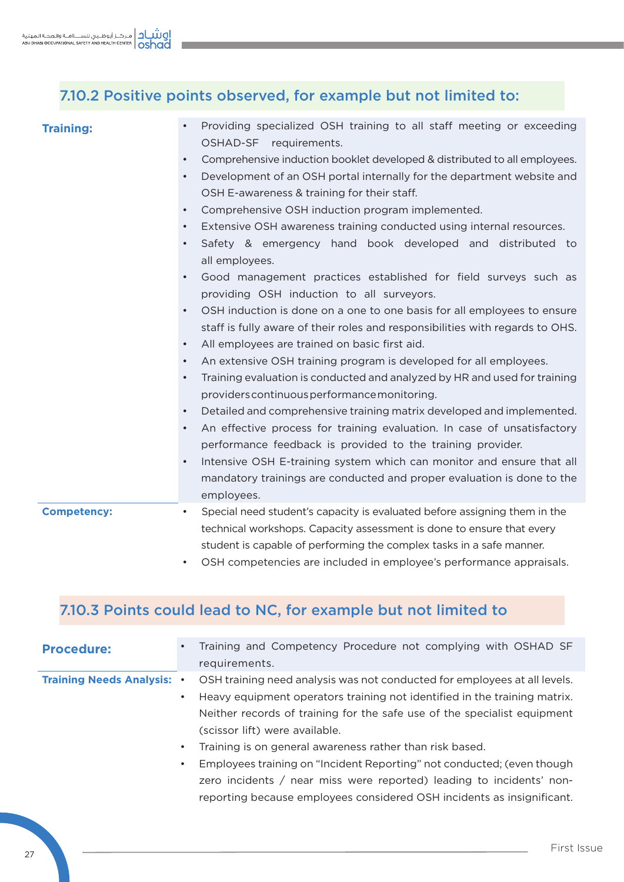### 7.10.2 Positive points observed, for example but not limited to:

| | |
|---|---|
| **Training:** | • Providing specialized OSH training to all staff meeting or exceeding OSHAD-SF requirements.<br>• Comprehensive induction booklet developed & distributed to all employees.<br>• Development of an OSH portal internally for the department website and OSH E-awareness & training for their staff.<br>• Comprehensive OSH induction program implemented.<br>• Extensive OSH awareness training conducted using internal resources.<br>• Safety & emergency hand book developed and distributed to all employees.<br>• Good management practices established for field surveys such as providing OSH induction to all surveyors.<br>• OSH induction is done on a one to one basis for all employees to ensure staff is fully aware of their roles and responsibilities with regards to OHS.<br>• All employees are trained on basic first aid.<br>• An extensive OSH training program is developed for all employees.<br>• Training evaluation is conducted and analyzed by HR and used for training providers continuous performance monitoring.<br>• Detailed and comprehensive training matrix developed and implemented.<br>• An effective process for training evaluation. In case of unsatisfactory performance feedback is provided to the training provider.<br>• Intensive OSH E-training system which can monitor and ensure that all mandatory trainings are conducted and proper evaluation is done to the employees. |
| **Competency:** | • Special need student's capacity is evaluated before assigning them in the technical workshops. Capacity assessment is done to ensure that every student is capable of performing the complex tasks in a safe manner.<br>• OSH competencies are included in employee's performance appraisals. |

### 7.10.3 Points could lead to NC, for example but not limited to

| | |
|---|---|
| **Procedure:** | • Training and Competency Procedure not complying with OSHAD SF requirements. |
| **Training Needs Analysis:** | • OSH training need analysis was not conducted for employees at all levels.<br>• Heavy equipment operators training not identified in the training matrix. Neither records of training for the safe use of the specialist equipment (scissor lift) were available.<br>• Training is on general awareness rather than risk based.<br>• Employees training on "Incident Reporting" not conducted; (even though zero incidents / near miss were reported) leading to incidents' non-reporting because employees considered OSH incidents as insignificant. |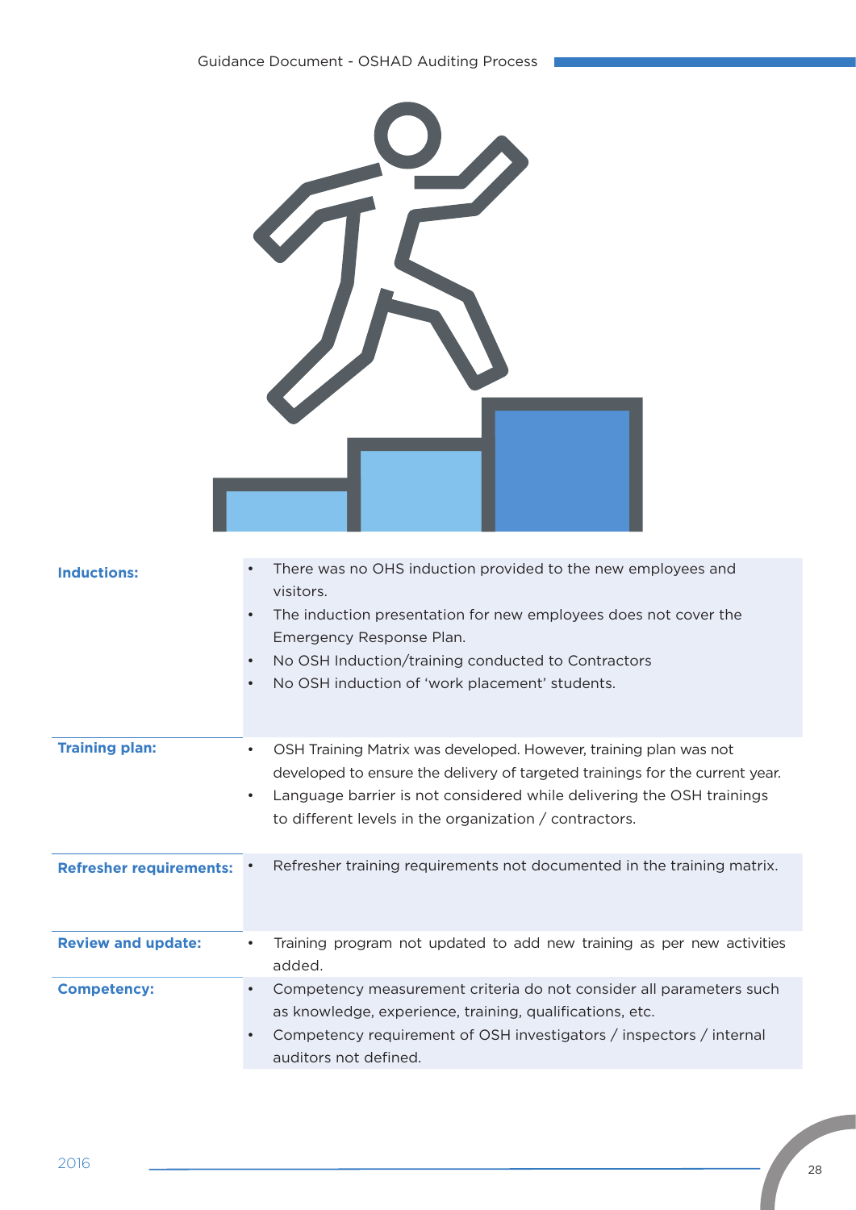| | |
|---|---|
| **Inductions:** | • There was no OHS induction provided to the new employees and visitors.<br>• The induction presentation for new employees does not cover the Emergency Response Plan.<br>• No OSH Induction/training conducted to Contractors<br>• No OSH induction of 'work placement' students. |
| **Training plan:** | • OSH Training Matrix was developed. However, training plan was not developed to ensure the delivery of targeted trainings for the current year.<br>• Language barrier is not considered while delivering the OSH trainings to different levels in the organization / contractors. |
| **Refresher requirements:** | • Refresher training requirements not documented in the training matrix. |
| **Review and update:** | • Training program not updated to add new training as per new activities added. |
| **Competency:** | • Competency measurement criteria do not consider all parameters such as knowledge, experience, training, qualifications, etc.<br>• Competency requirement of OSH investigators / inspectors / internal auditors not defined. |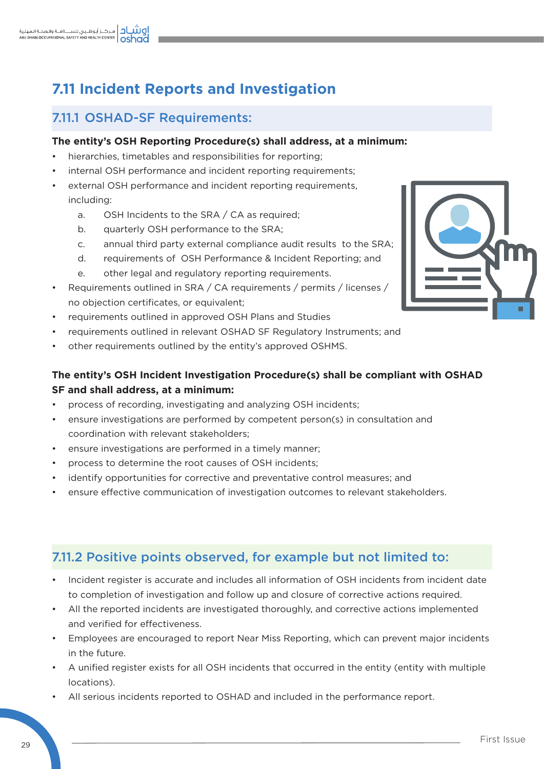## 7.11 Incident Reports and Investigation

### 7.11.1 OSHAD-SF Requirements:

**The entity's OSH Reporting Procedure(s) shall address, at a minimum:**

- hierarchies, timetables and responsibilities for reporting;
- internal OSH performance and incident reporting requirements;
- external OSH performance and incident reporting requirements, including:
    a. OSH Incidents to the SRA / CA as required;
    b. quarterly OSH performance to the SRA;
    c. annual third party external compliance audit results to the SRA;
    d. requirements of OSH Performance & Incident Reporting; and
    e. other legal and regulatory reporting requirements.
- Requirements outlined in SRA / CA requirements / permits / licenses / no objection certificates, or equivalent;
- requirements outlined in approved OSH Plans and Studies
- requirements outlined in relevant OSHAD SF Regulatory Instruments; and
- other requirements outlined by the entity's approved OSHMS.

**The entity's OSH Incident Investigation Procedure(s) shall be compliant with OSHAD SF and shall address, at a minimum:**

- process of recording, investigating and analyzing OSH incidents;
- ensure investigations are performed by competent person(s) in consultation and coordination with relevant stakeholders;
- ensure investigations are performed in a timely manner;
- process to determine the root causes of OSH incidents;
- identify opportunities for corrective and preventative control measures; and
- ensure effective communication of investigation outcomes to relevant stakeholders.

### 7.11.2 Positive points observed, for example but not limited to:

- Incident register is accurate and includes all information of OSH incidents from incident date to completion of investigation and follow up and closure of corrective actions required.
- All the reported incidents are investigated thoroughly, and corrective actions implemented and verified for effectiveness.
- Employees are encouraged to report Near Miss Reporting, which can prevent major incidents in the future.
- A unified register exists for all OSH incidents that occurred in the entity (entity with multiple locations).
- All serious incidents reported to OSHAD and included in the performance report.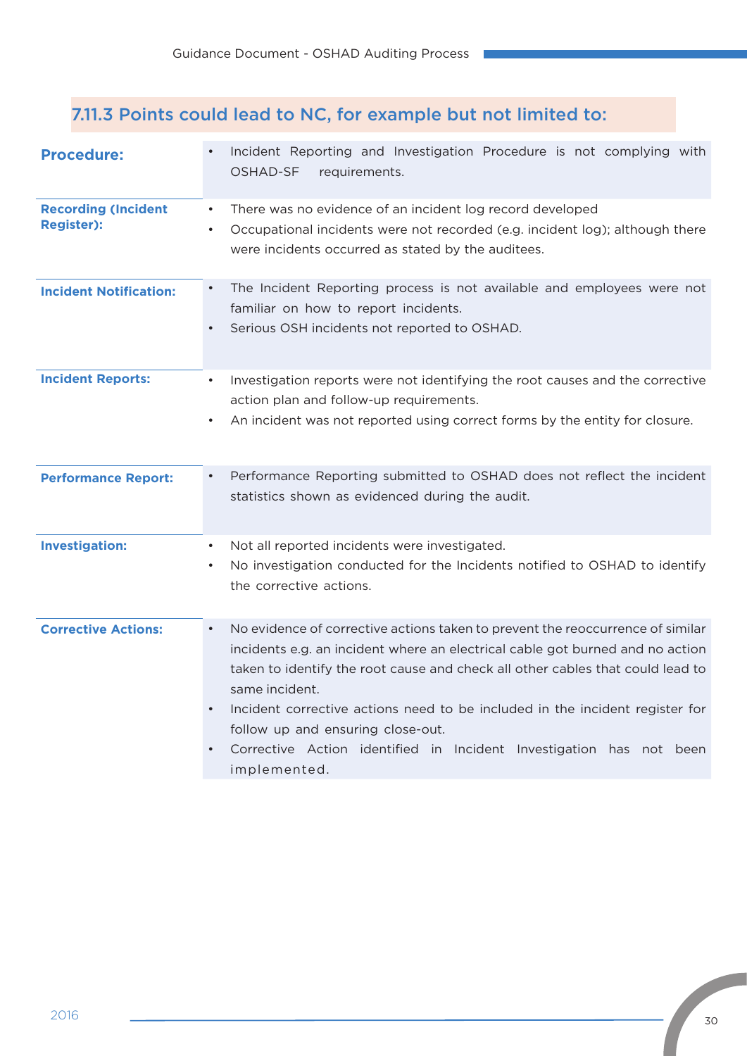### 7.11.3 Points could lead to NC, for example but not limited to:

| | |
|---|---|
| **Procedure:** | • Incident Reporting and Investigation Procedure is not complying with OSHAD-SF requirements. |
| **Recording (Incident Register):** | • There was no evidence of an incident log record developed<br>• Occupational incidents were not recorded (e.g. incident log); although there were incidents occurred as stated by the auditees. |
| **Incident Notification:** | • The Incident Reporting process is not available and employees were not familiar on how to report incidents.<br>• Serious OSH incidents not reported to OSHAD. |
| **Incident Reports:** | • Investigation reports were not identifying the root causes and the corrective action plan and follow-up requirements.<br>• An incident was not reported using correct forms by the entity for closure. |
| **Performance Report:** | • Performance Reporting submitted to OSHAD does not reflect the incident statistics shown as evidenced during the audit. |
| **Investigation:** | • Not all reported incidents were investigated.<br>• No investigation conducted for the Incidents notified to OSHAD to identify the corrective actions. |
| **Corrective Actions:** | • No evidence of corrective actions taken to prevent the reoccurrence of similar incidents e.g. an incident where an electrical cable got burned and no action taken to identify the root cause and check all other cables that could lead to same incident.<br>• Incident corrective actions need to be included in the incident register for follow up and ensuring close-out.<br>• Corrective Action identified in Incident Investigation has not been implemented. |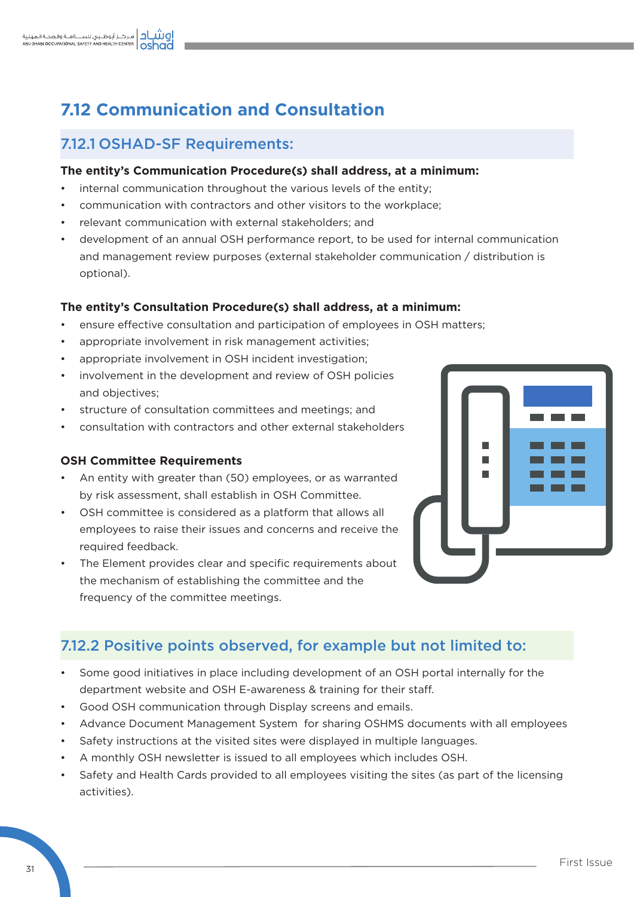## 7.12 Communication and Consultation

### 7.12.1 OSHAD-SF Requirements:

**The entity's Communication Procedure(s) shall address, at a minimum:**

- internal communication throughout the various levels of the entity;
- communication with contractors and other visitors to the workplace;
- relevant communication with external stakeholders; and
- development of an annual OSH performance report, to be used for internal communication and management review purposes (external stakeholder communication / distribution is optional).

**The entity's Consultation Procedure(s) shall address, at a minimum:**

- ensure effective consultation and participation of employees in OSH matters;
- appropriate involvement in risk management activities;
- appropriate involvement in OSH incident investigation;
- involvement in the development and review of OSH policies and objectives;
- structure of consultation committees and meetings; and
- consultation with contractors and other external stakeholders

**OSH Committee Requirements**

- An entity with greater than (50) employees, or as warranted by risk assessment, shall establish in OSH Committee.
- OSH committee is considered as a platform that allows all employees to raise their issues and concerns and receive the required feedback.
- The Element provides clear and specific requirements about the mechanism of establishing the committee and the frequency of the committee meetings.

### 7.12.2 Positive points observed, for example but not limited to:

- Some good initiatives in place including development of an OSH portal internally for the department website and OSH E-awareness & training for their staff.
- Good OSH communication through Display screens and emails.
- Advance Document Management System for sharing OSHMS documents with all employees
- Safety instructions at the visited sites were displayed in multiple languages.
- A monthly OSH newsletter is issued to all employees which includes OSH.
- Safety and Health Cards provided to all employees visiting the sites (as part of the licensing activities).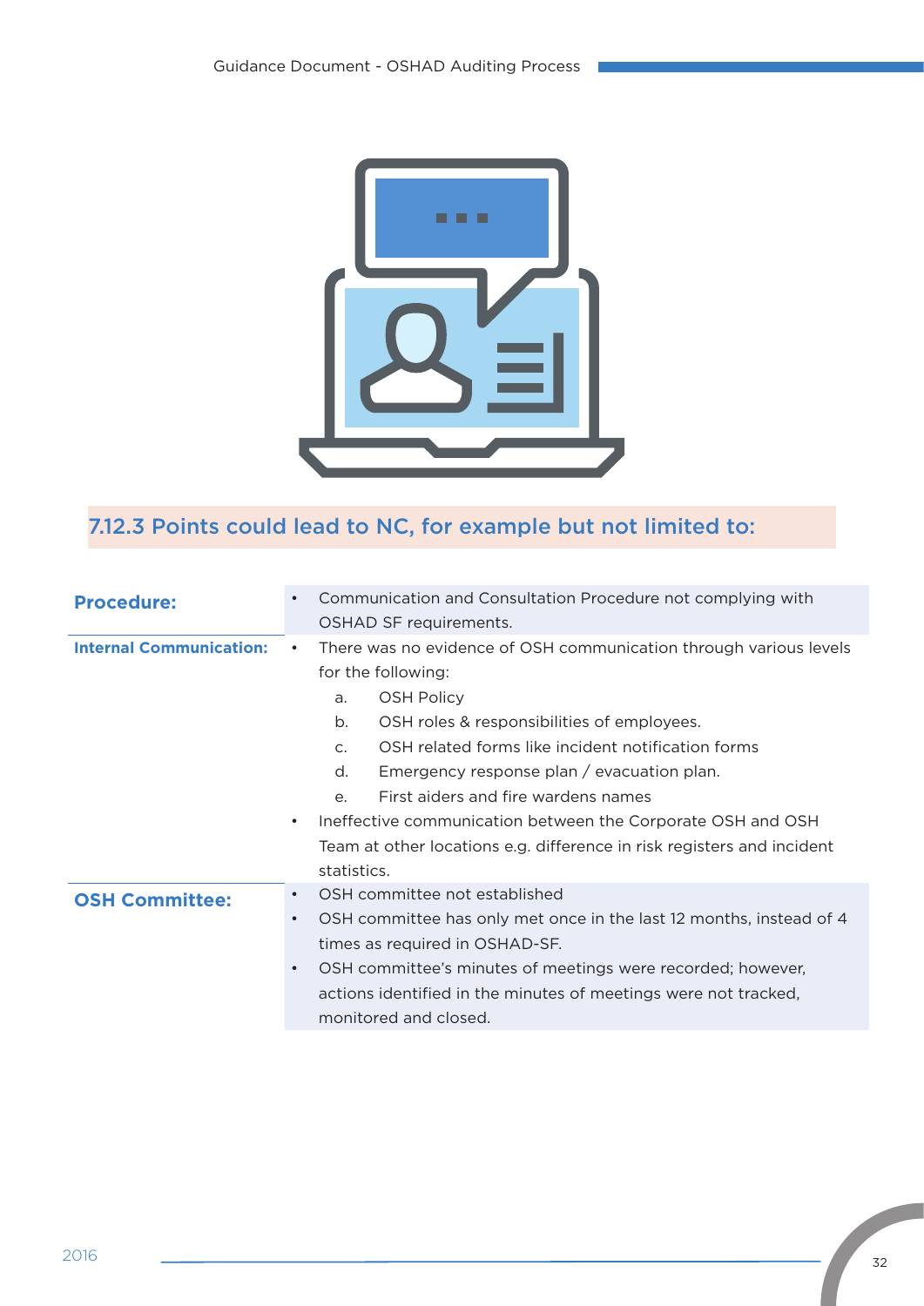### 7.12.3 Points could lead to NC, for example but not limited to:

| | |
|---|---|
| **Procedure:** | • Communication and Consultation Procedure not complying with OSHAD SF requirements. |
| **Internal Communication:** | • There was no evidence of OSH communication through various levels for the following:<br>a. OSH Policy<br>b. OSH roles & responsibilities of employees.<br>c. OSH related forms like incident notification forms<br>d. Emergency response plan / evacuation plan.<br>e. First aiders and fire wardens names<br>• Ineffective communication between the Corporate OSH and OSH Team at other locations e.g. difference in risk registers and incident statistics. |
| **OSH Committee:** | • OSH committee not established<br>• OSH committee has only met once in the last 12 months, instead of 4 times as required in OSHAD-SF.<br>• OSH committee's minutes of meetings were recorded; however, actions identified in the minutes of meetings were not tracked, monitored and closed. |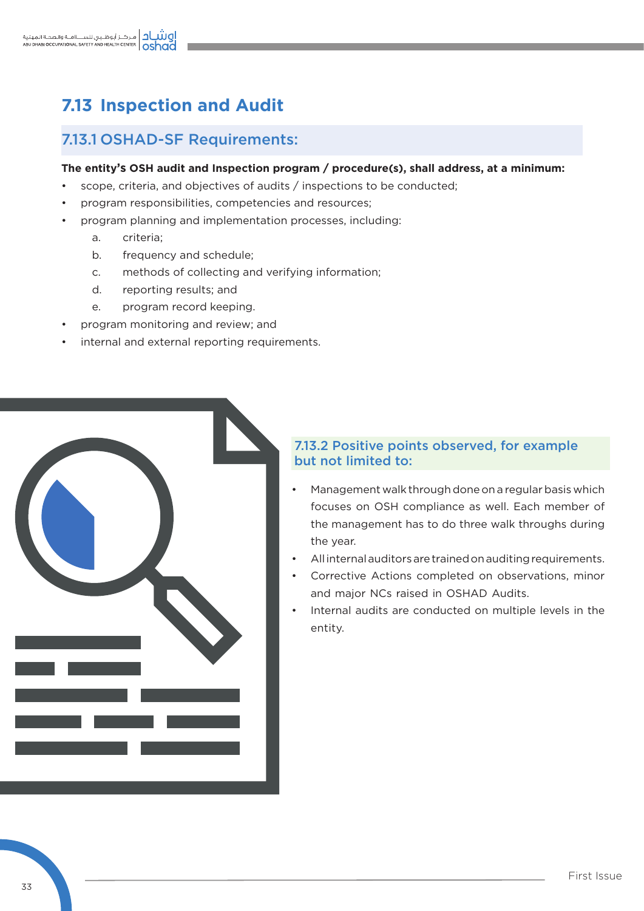## 7.13 Inspection and Audit

### 7.13.1 OSHAD-SF Requirements:

**The entity's OSH audit and Inspection program / procedure(s), shall address, at a minimum:**

- scope, criteria, and objectives of audits / inspections to be conducted;
- program responsibilities, competencies and resources;
- program planning and implementation processes, including:
    - a. criteria;
    - b. frequency and schedule;
    - c. methods of collecting and verifying information;
    - d. reporting results; and
    - e. program record keeping.
- program monitoring and review; and
- internal and external reporting requirements.

### 7.13.2 Positive points observed, for example but not limited to:

- Management walk through done on a regular basis which focuses on OSH compliance as well. Each member of the management has to do three walk throughs during the year.
- All internal auditors are trained on auditing requirements.
- Corrective Actions completed on observations, minor and major NCs raised in OSHAD Audits.
- Internal audits are conducted on multiple levels in the entity.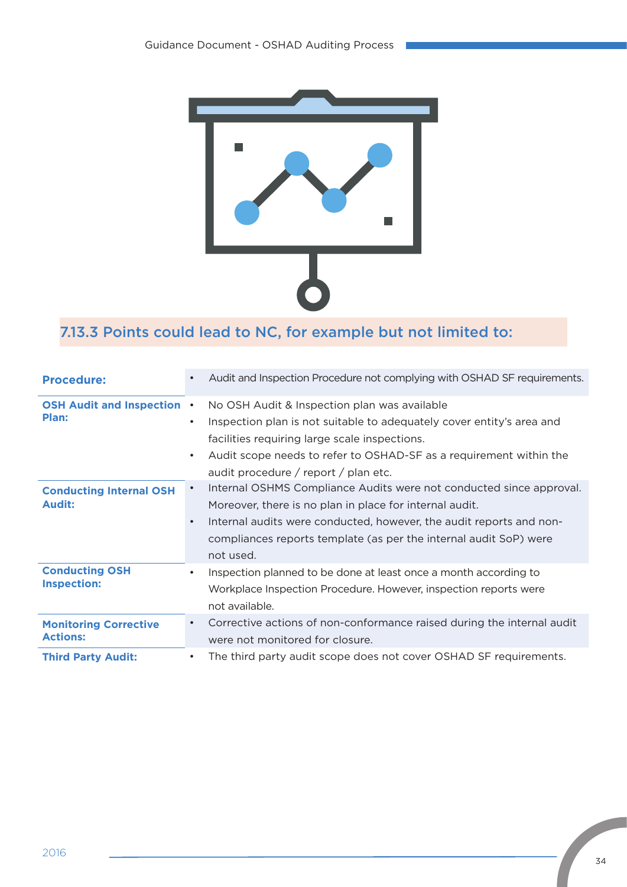### 7.13.3 Points could lead to NC, for example but not limited to:

| | |
|---|---|
| **Procedure:** | • Audit and Inspection Procedure not complying with OSHAD SF requirements. |
| **OSH Audit and Inspection Plan:** | • No OSH Audit & Inspection plan was available<br>• Inspection plan is not suitable to adequately cover entity's area and facilities requiring large scale inspections.<br>• Audit scope needs to refer to OSHAD-SF as a requirement within the audit procedure / report / plan etc. |
| **Conducting Internal OSH Audit:** | • Internal OSHMS Compliance Audits were not conducted since approval. Moreover, there is no plan in place for internal audit.<br>• Internal audits were conducted, however, the audit reports and non-compliances reports template (as per the internal audit SoP) were not used. |
| **Conducting OSH Inspection:** | • Inspection planned to be done at least once a month according to Workplace Inspection Procedure. However, inspection reports were not available. |
| **Monitoring Corrective Actions:** | • Corrective actions of non-conformance raised during the internal audit were not monitored for closure. |
| **Third Party Audit:** | • The third party audit scope does not cover OSHAD SF requirements. |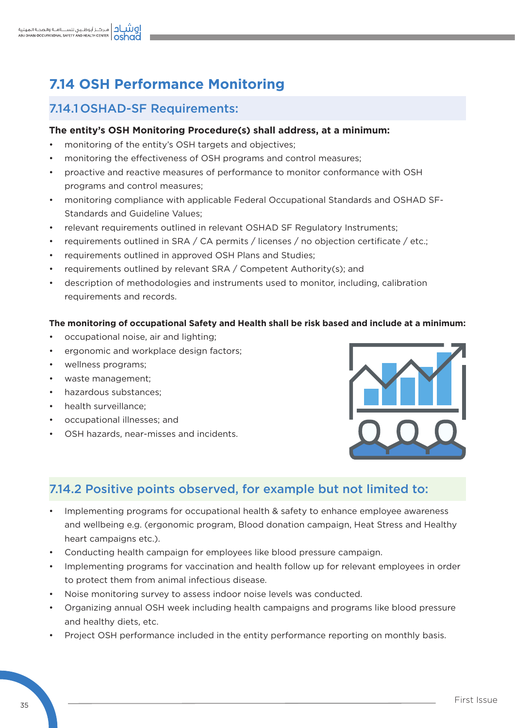## 7.14 OSH Performance Monitoring

### 7.14.1 OSHAD-SF Requirements:

**The entity's OSH Monitoring Procedure(s) shall address, at a minimum:**

- monitoring of the entity's OSH targets and objectives;
- monitoring the effectiveness of OSH programs and control measures;
- proactive and reactive measures of performance to monitor conformance with OSH programs and control measures;
- monitoring compliance with applicable Federal Occupational Standards and OSHAD SF-Standards and Guideline Values;
- relevant requirements outlined in relevant OSHAD SF Regulatory Instruments;
- requirements outlined in SRA / CA permits / licenses / no objection certificate / etc.;
- requirements outlined in approved OSH Plans and Studies;
- requirements outlined by relevant SRA / Competent Authority(s); and
- description of methodologies and instruments used to monitor, including, calibration requirements and records.

**The monitoring of occupational Safety and Health shall be risk based and include at a minimum:**

- occupational noise, air and lighting;
- ergonomic and workplace design factors;
- wellness programs;
- waste management;
- hazardous substances;
- health surveillance;
- occupational illnesses; and
- OSH hazards, near-misses and incidents.

### 7.14.2 Positive points observed, for example but not limited to:

- Implementing programs for occupational health & safety to enhance employee awareness and wellbeing e.g. (ergonomic program, Blood donation campaign, Heat Stress and Healthy heart campaigns etc.).
- Conducting health campaign for employees like blood pressure campaign.
- Implementing programs for vaccination and health follow up for relevant employees in order to protect them from animal infectious disease.
- Noise monitoring survey to assess indoor noise levels was conducted.
- Organizing annual OSH week including health campaigns and programs like blood pressure and healthy diets, etc.
- Project OSH performance included in the entity performance reporting on monthly basis.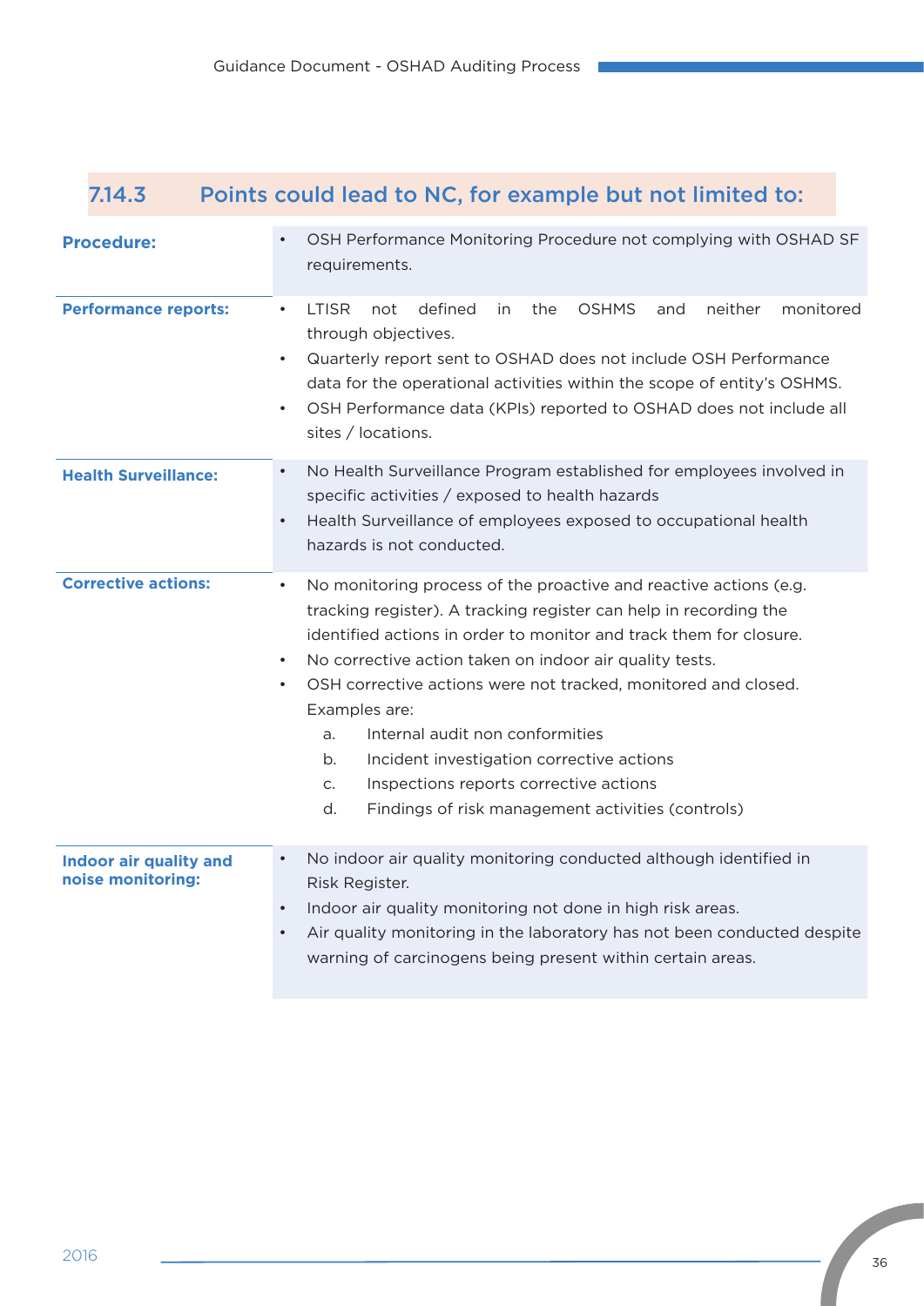### 7.14.3 Points could lead to NC, for example but not limited to:

| | |
|---|---|
| **Procedure:** | • OSH Performance Monitoring Procedure not complying with OSHAD SF requirements. |
| **Performance reports:** | • LTISR not defined in the OSHMS and neither monitored through objectives.<br>• Quarterly report sent to OSHAD does not include OSH Performance data for the operational activities within the scope of entity's OSHMS.<br>• OSH Performance data (KPIs) reported to OSHAD does not include all sites / locations. |
| **Health Surveillance:** | • No Health Surveillance Program established for employees involved in specific activities / exposed to health hazards<br>• Health Surveillance of employees exposed to occupational health hazards is not conducted. |
| **Corrective actions:** | • No monitoring process of the proactive and reactive actions (e.g. tracking register). A tracking register can help in recording the identified actions in order to monitor and track them for closure.<br>• No corrective action taken on indoor air quality tests.<br>• OSH corrective actions were not tracked, monitored and closed. Examples are:<br>a. Internal audit non conformities<br>b. Incident investigation corrective actions<br>c. Inspections reports corrective actions<br>d. Findings of risk management activities (controls) |
| **Indoor air quality and noise monitoring:** | • No indoor air quality monitoring conducted although identified in Risk Register.<br>• Indoor air quality monitoring not done in high risk areas.<br>• Air quality monitoring in the laboratory has not been conducted despite warning of carcinogens being present within certain areas. |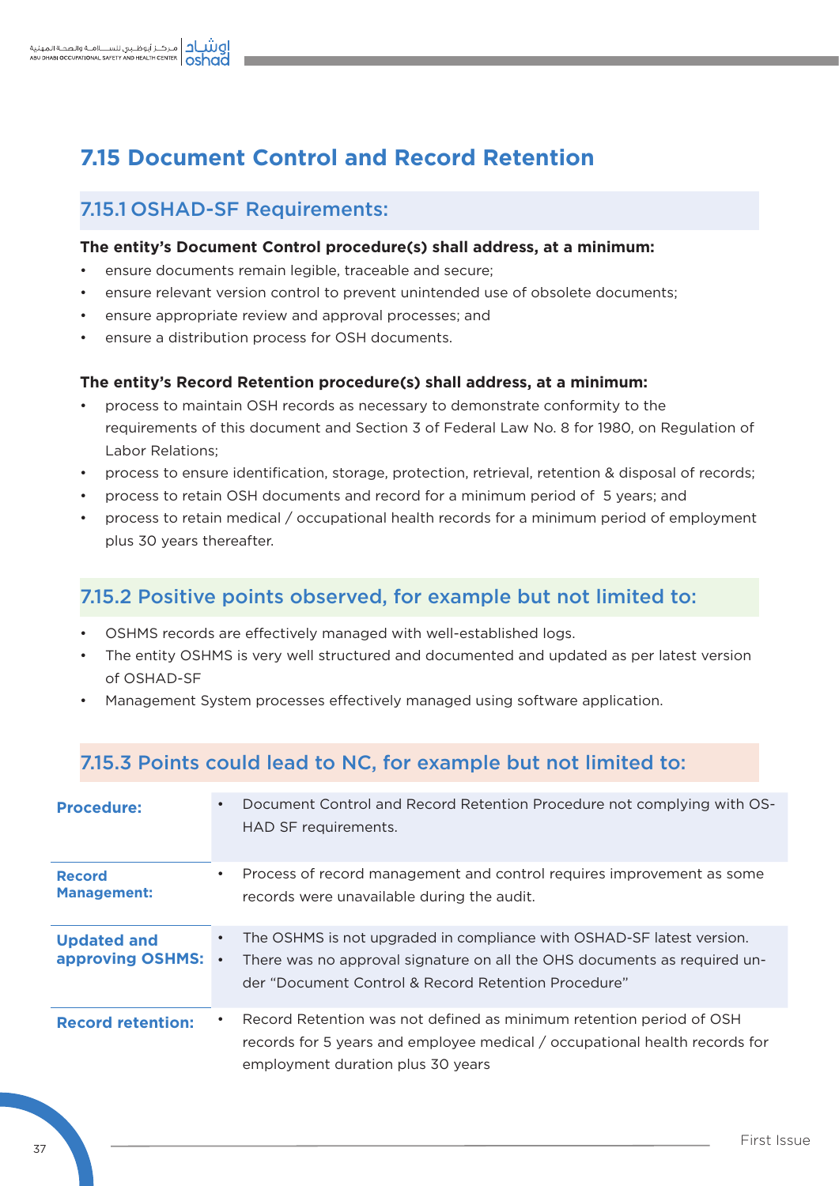# 7.15 Document Control and Record Retention

## 7.15.1 OSHAD-SF Requirements:

**The entity's Document Control procedure(s) shall address, at a minimum:**

- ensure documents remain legible, traceable and secure;
- ensure relevant version control to prevent unintended use of obsolete documents;
- ensure appropriate review and approval processes; and
- ensure a distribution process for OSH documents.

**The entity's Record Retention procedure(s) shall address, at a minimum:**

- process to maintain OSH records as necessary to demonstrate conformity to the requirements of this document and Section 3 of Federal Law No. 8 for 1980, on Regulation of Labor Relations;
- process to ensure identification, storage, protection, retrieval, retention & disposal of records;
- process to retain OSH documents and record for a minimum period of 5 years; and
- process to retain medical / occupational health records for a minimum period of employment plus 30 years thereafter.

## 7.15.2 Positive points observed, for example but not limited to:

- OSHMS records are effectively managed with well-established logs.
- The entity OSHMS is very well structured and documented and updated as per latest version of OSHAD-SF
- Management System processes effectively managed using software application.

## 7.15.3 Points could lead to NC, for example but not limited to:

| | |
|---|---|
| **Procedure:** | • Document Control and Record Retention Procedure not complying with OSHAD SF requirements. |
| **Record Management:** | • Process of record management and control requires improvement as some records were unavailable during the audit. |
| **Updated and approving OSHMS:** | • The OSHMS is not upgraded in compliance with OSHAD-SF latest version.<br>• There was no approval signature on all the OHS documents as required under "Document Control & Record Retention Procedure" |
| **Record retention:** | • Record Retention was not defined as minimum retention period of OSH records for 5 years and employee medical / occupational health records for employment duration plus 30 years |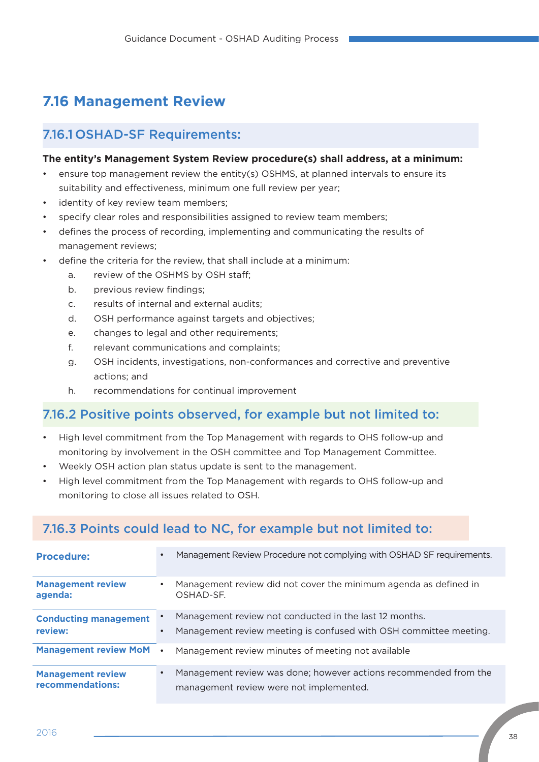## 7.16 Management Review

### 7.16.1 OSHAD-SF Requirements:

**The entity's Management System Review procedure(s) shall address, at a minimum:**

- ensure top management review the entity(s) OSHMS, at planned intervals to ensure its suitability and effectiveness, minimum one full review per year;
- identity of key review team members;
- specify clear roles and responsibilities assigned to review team members;
- defines the process of recording, implementing and communicating the results of management reviews;
- define the criteria for the review, that shall include at a minimum:
  a. review of the OSHMS by OSH staff;
  b. previous review findings;
  c. results of internal and external audits;
  d. OSH performance against targets and objectives;
  e. changes to legal and other requirements;
  f. relevant communications and complaints;
  g. OSH incidents, investigations, non-conformances and corrective and preventive actions; and
  h. recommendations for continual improvement

### 7.16.2 Positive points observed, for example but not limited to:

- High level commitment from the Top Management with regards to OHS follow-up and monitoring by involvement in the OSH committee and Top Management Committee.
- Weekly OSH action plan status update is sent to the management.
- High level commitment from the Top Management with regards to OHS follow-up and monitoring to close all issues related to OSH.

### 7.16.3 Points could lead to NC, for example but not limited to:

| | |
|---|---|
| **Procedure:** | • Management Review Procedure not complying with OSHAD SF requirements. |
| **Management review agenda:** | • Management review did not cover the minimum agenda as defined in OSHAD-SF. |
| **Conducting management review:** | • Management review not conducted in the last 12 months.<br>• Management review meeting is confused with OSH committee meeting. |
| **Management review MoM** | • Management review minutes of meeting not available |
| **Management review recommendations:** | • Management review was done; however actions recommended from the management review were not implemented. |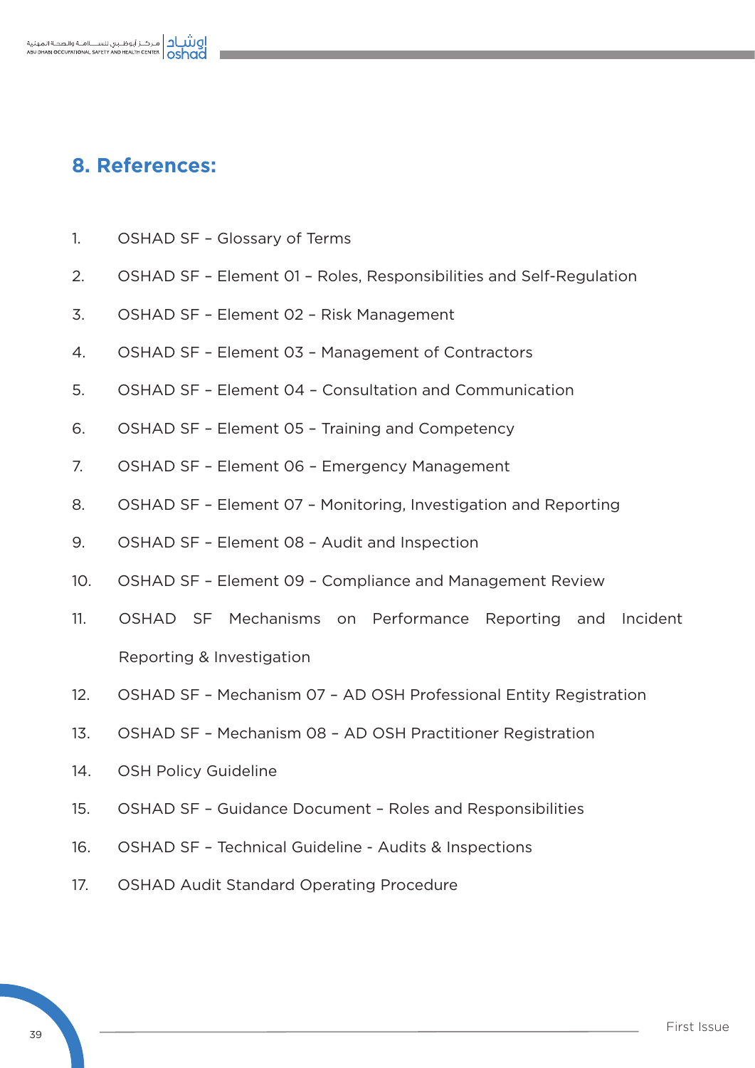## 8. References:

1. OSHAD SF – Glossary of Terms
2. OSHAD SF – Element 01 – Roles, Responsibilities and Self-Regulation
3. OSHAD SF – Element 02 – Risk Management
4. OSHAD SF – Element 03 – Management of Contractors
5. OSHAD SF – Element 04 – Consultation and Communication
6. OSHAD SF – Element 05 – Training and Competency
7. OSHAD SF – Element 06 – Emergency Management
8. OSHAD SF – Element 07 – Monitoring, Investigation and Reporting
9. OSHAD SF – Element 08 – Audit and Inspection
10. OSHAD SF – Element 09 – Compliance and Management Review
11. OSHAD SF Mechanisms on Performance Reporting and Incident Reporting & Investigation
12. OSHAD SF – Mechanism 07 – AD OSH Professional Entity Registration
13. OSHAD SF – Mechanism 08 – AD OSH Practitioner Registration
14. OSH Policy Guideline
15. OSHAD SF – Guidance Document – Roles and Responsibilities
16. OSHAD SF – Technical Guideline - Audits & Inspections
17. OSHAD Audit Standard Operating Procedure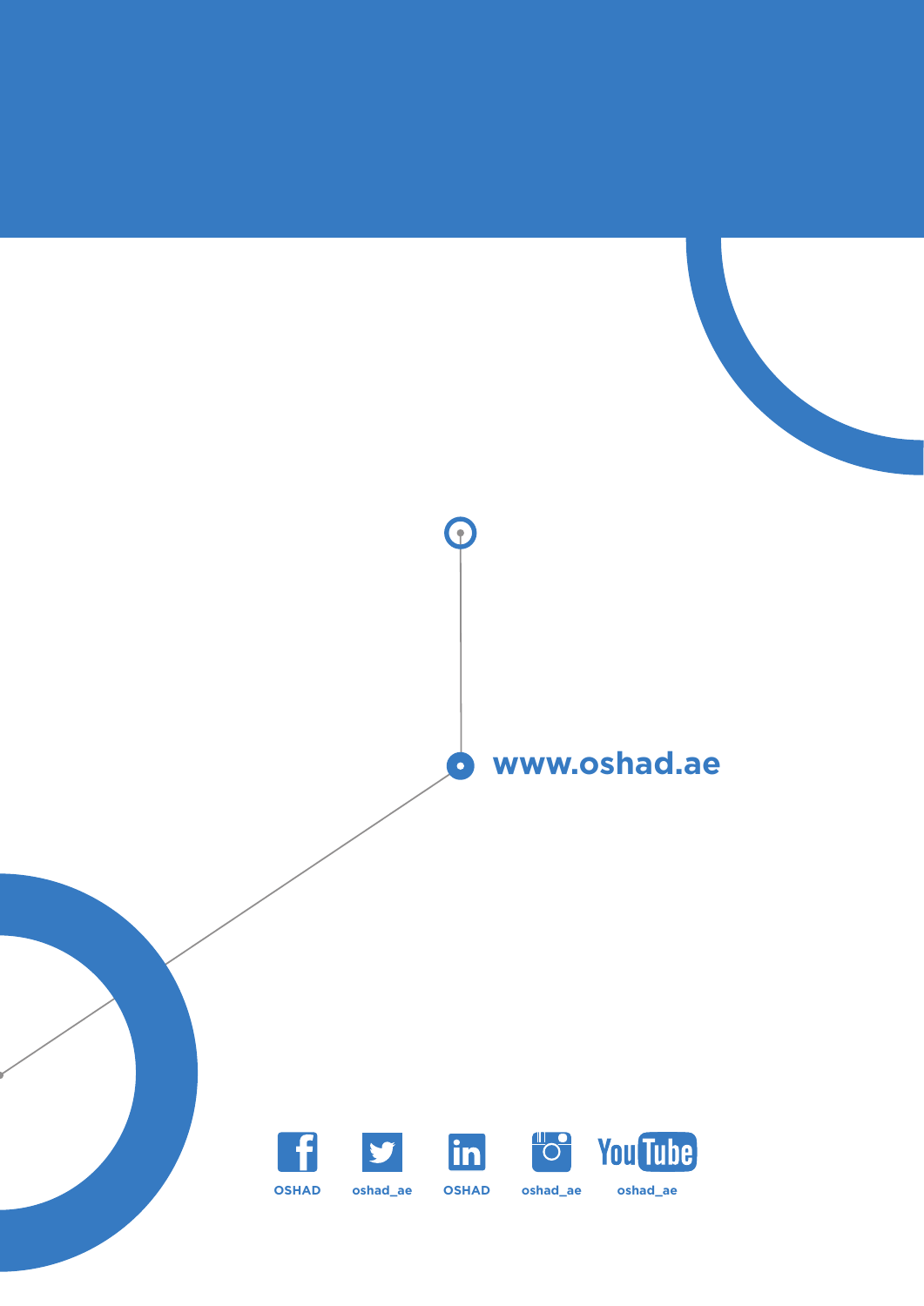www.oshad.ae

OSHAD oshad_ae OSHAD oshad_ae oshad_ae